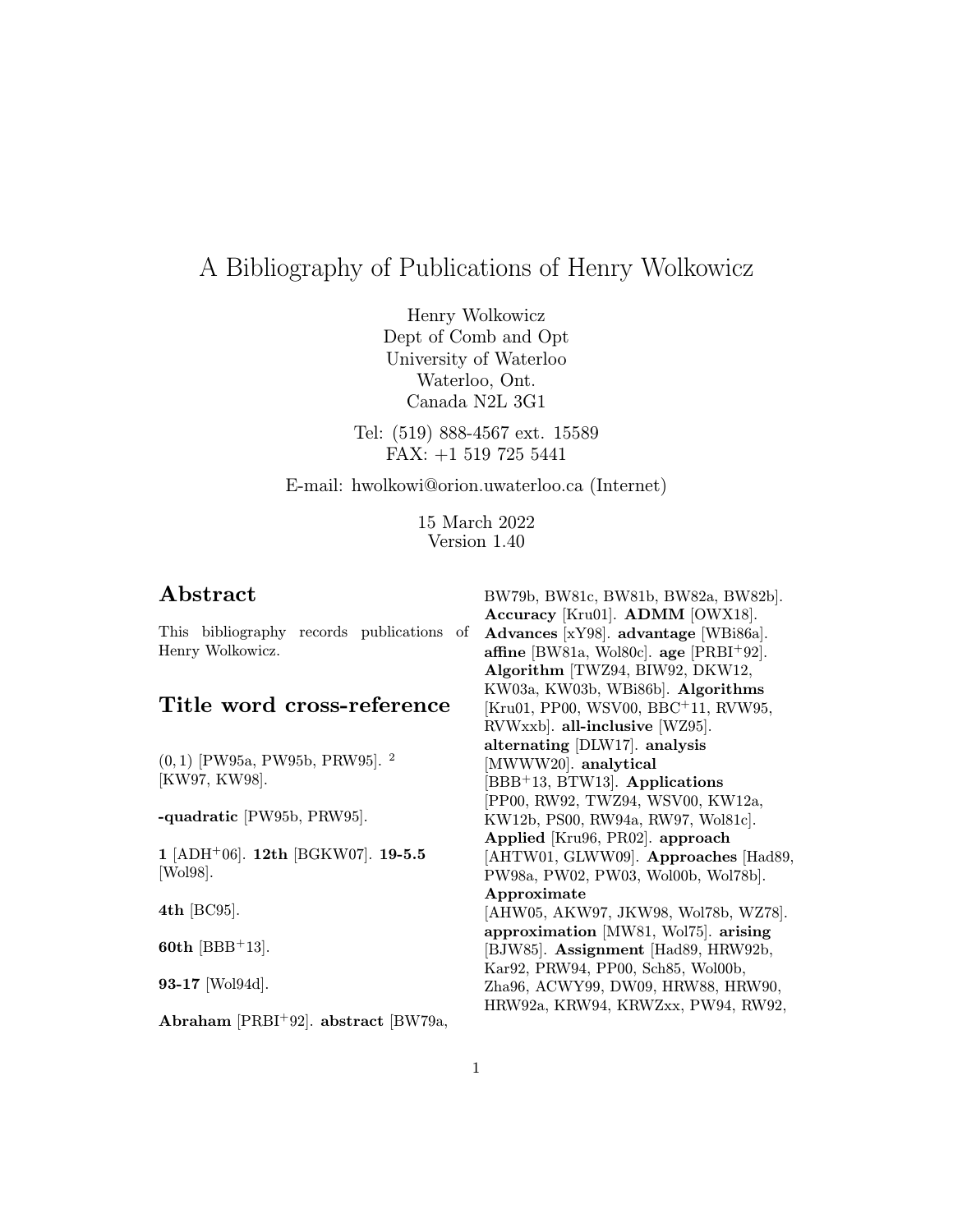# A Bibliography of Publications of Henry Wolkowicz

Henry Wolkowicz
Dept of Comb and Opt
University of Waterloo
Waterloo, Ont.
Canada N2L 3G1

Tel: (519) 888-4567 ext. 15589
FAX: +1 519 725 5441

E-mail: hwolkowi@orion.uwaterloo.ca (Internet)

15 March 2022
Version 1.40

## Abstract

This bibliography records publications of Henry Wolkowicz.

## Title word cross-reference

$(0,1)$ [PW95a, PW95b, PRW95]. $^2$ [KW97, KW98].

**-quadratic** [PW95b, PRW95].

**1** [ADH+06]. **12th** [BGKW07]. **19-5.5** [Wol98].

**4th** [BC95].

**60th** [BBB+13].

**93-17** [Wol94d].

**Abraham** [PRBI+92]. **abstract** [BW79a, BW79b, BW81c, BW81b, BW82a, BW82b]. **Accuracy** [Kru01]. **ADMM** [OWX18]. **Advances** [xY98]. **advantage** [WBi86a]. **affine** [BW81a, Wol80c]. **age** [PRBI+92]. **Algorithm** [TWZ94, BIW92, DKW12, KW03a, KW03b, WBi86b]. **Algorithms** [Kru01, PP00, WSV00, BBC+11, RVW95, RVWxxb]. **all-inclusive** [WZ95]. **alternating** [DLW17]. **analysis** [MWWW20]. **analytical** [BBB+13, BTW13]. **Applications** [PP00, RW92, TWZ94, WSV00, KW12a, KW12b, PS00, RW94a, RW97, Wol81c]. **Applied** [Kru96, PR02]. **approach** [AHTW01, GLWW09]. **Approaches** [Had89, PW98a, PW02, PW03, Wol00b, Wol78b]. **Approximate** [AHW05, AKW97, JKW98, Wol78b, WZ78]. **approximation** [MW81, Wol75]. **arising** [BJW85]. **Assignment** [Had89, HRW92b, Kar92, PRW94, PP00, Sch85, Wol00b, Zha96, ACWY99, DW09, HRW88, HRW90, HRW92a, KRW94, KRWZxx, PW94, RW92,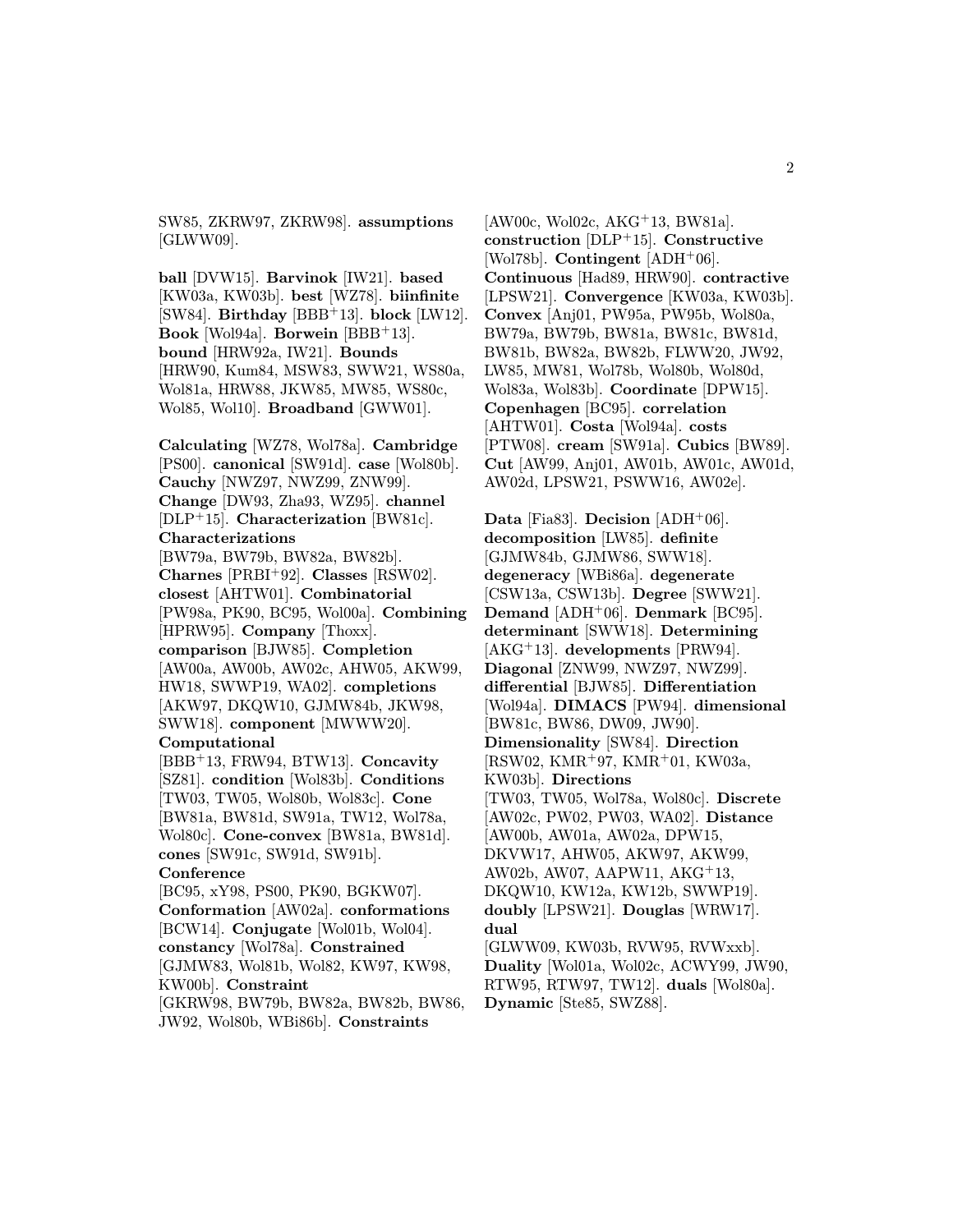SW85, ZKRW97, ZKRW98]. **assumptions** [GLWW09].

**ball** [DVW15]. **Barvinok** [IW21]. **based** [KW03a, KW03b]. **best** [WZ78]. **biinfinite** [SW84]. **Birthday** [BBB+13]. **block** [LW12]. **Book** [Wol94a]. **Borwein** [BBB+13]. **bound** [HRW92a, IW21]. **Bounds** [HRW90, Kum84, MSW83, SWW21, WS80a, Wol81a, HRW88, JKW85, MW85, WS80c, Wol85, Wol10]. **Broadband** [GWW01].

**Calculating** [WZ78, Wol78a]. **Cambridge** [PS00]. **canonical** [SW91d]. **case** [Wol80b]. **Cauchy** [NWZ97, NWZ99, ZNW99]. **Change** [DW93, Zha93, WZ95]. **channel** [DLP+15]. **Characterization** [BW81c]. **Characterizations** [BW79a, BW79b, BW82a, BW82b]. **Charnes** [PRBI+92]. **Classes** [RSW02]. **closest** [AHTW01]. **Combinatorial** [PW98a, PK90, BC95, Wol00a]. **Combining** [HPRW95]. **Company** [Thoxx]. **comparison** [BJW85]. **Completion** [AW00a, AW00b, AW02c, AHW05, AKW99, HW18, SWWP19, WA02]. **completions** [AKW97, DKQW10, GJMW84b, JKW98, SWW18]. **component** [MWWW20]. **Computational** [BBB+13, FRW94, BTW13]. **Concavity** [SZ81]. **condition** [Wol83b]. **Conditions** [TW03, TW05, Wol80b, Wol83c]. **Cone** [BW81a, BW81d, SW91a, TW12, Wol78a, Wol80c]. **Cone-convex** [BW81a, BW81d]. **cones** [SW91c, SW91d, SW91b]. **Conference** [BC95, xY98, PS00, PK90, BGKW07]. **Conformation** [AW02a]. **conformations** [BCW14]. **Conjugate** [Wol01b, Wol04]. **constancy** [Wol78a]. **Constrained** [GJMW83, Wol81b, Wol82, KW97, KW98, KW00b]. **Constraint** [GKRW98, BW79b, BW82a, BW82b, BW86, JW92, Wol80b, WBi86b]. **Constraints** [AW00c, Wol02c, AKG+13, BW81a]. **construction** [DLP+15]. **Constructive** [Wol78b]. **Contingent** [ADH+06]. **Continuous** [Had89, HRW90]. **contractive** [LPSW21]. **Convergence** [KW03a, KW03b]. **Convex** [Anj01, PW95a, PW95b, Wol80a, BW79a, BW79b, BW81a, BW81c, BW81d, BW81b, BW82a, BW82b, FLWW20, JW92, LW85, MW81, Wol78b, Wol80b, Wol80d, Wol83a, Wol83b]. **Coordinate** [DPW15]. **Copenhagen** [BC95]. **correlation** [AHTW01]. **Costa** [Wol94a]. **costs** [PTW08]. **cream** [SW91a]. **Cubics** [BW89]. **Cut** [AW99, Anj01, AW01b, AW01c, AW01d, AW02d, LPSW21, PSWW16, AW02e].

**Data** [Fia83]. **Decision** [ADH+06]. **decomposition** [LW85]. **definite** [GJMW84b, GJMW86, SWW18]. **degeneracy** [WBi86a]. **degenerate** [CSW13a, CSW13b]. **Degree** [SWW21]. **Demand** [ADH+06]. **Denmark** [BC95]. **determinant** [SWW18]. **Determining** [AKG+13]. **developments** [PRW94]. **Diagonal** [ZNW99, NWZ97, NWZ99]. **differential** [BJW85]. **Differentiation** [Wol94a]. **DIMACS** [PW94]. **dimensional** [BW81c, BW86, DW09, JW90]. **Dimensionality** [SW84]. **Direction** [RSW02, KMR+97, KMR+01, KW03a, KW03b]. **Directions** [TW03, TW05, Wol78a, Wol80c]. **Discrete** [AW02c, PW02, PW03, WA02]. **Distance** [AW00b, AW01a, AW02a, DPW15, DKVW17, AHW05, AKW97, AKW99, AW02b, AW07, AAPW11, AKG+13, DKQW10, KW12a, KW12b, SWWP19]. **doubly** [LPSW21]. **Douglas** [WRW17]. **dual** [GLWW09, KW03b, RVW95, RVWxxb]. **Duality** [Wol01a, Wol02c, ACWY99, JW90, RTW95, RTW97, TW12]. **duals** [Wol80a]. **Dynamic** [Ste85, SWZ88].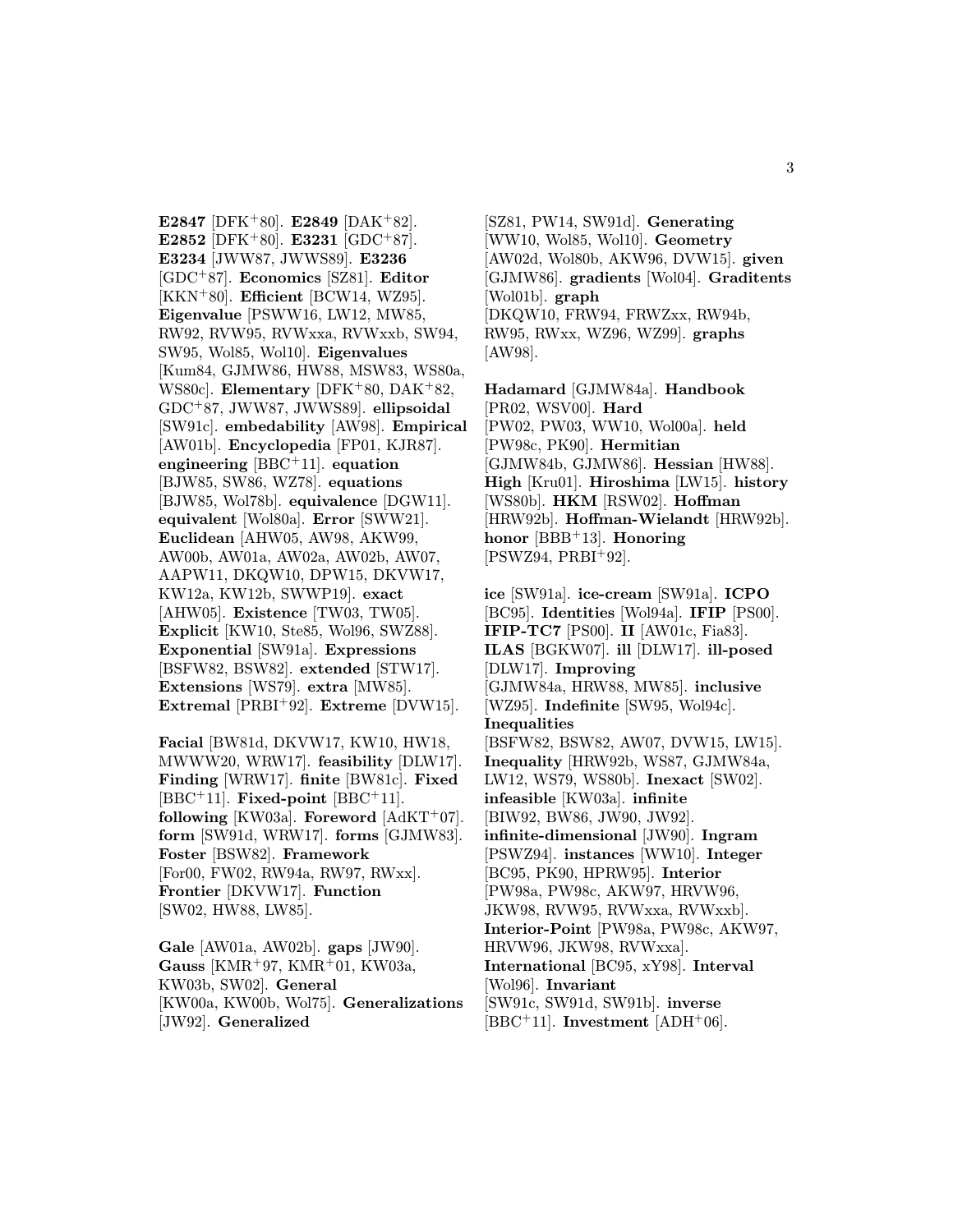**E2847** [DFK+80]. **E2849** [DAK+82]. **E2852** [DFK+80]. **E3231** [GDC+87]. **E3234** [JWW87, JWWS89]. **E3236** [GDC+87]. **Economics** [SZ81]. **Editor** [KKN+80]. **Efficient** [BCW14, WZ95]. **Eigenvalue** [PSWW16, LW12, MW85, RW92, RVW95, RVWxxa, RVWxxb, SW94, SW95, Wol85, Wol10]. **Eigenvalues** [Kum84, GJMW86, HW88, MSW83, WS80a, WS80c]. **Elementary** [DFK+80, DAK+82, GDC+87, JWW87, JWWS89]. **ellipsoidal** [SW91c]. **embedability** [AW98]. **Empirical** [AW01b]. **Encyclopedia** [FP01, KJR87]. **engineering** [BBC+11]. **equation** [BJW85, SW86, WZ78]. **equations** [BJW85, Wol78b]. **equivalence** [DGW11]. **equivalent** [Wol80a]. **Error** [SWW21]. **Euclidean** [AHW05, AW98, AKW99, AW00b, AW01a, AW02a, AW02b, AW07, AAPW11, DKQW10, DPW15, DKVW17, KW12a, KW12b, SWWP19]. **exact** [AHW05]. **Existence** [TW03, TW05]. **Explicit** [KW10, Ste85, Wol96, SWZ88]. **Exponential** [SW91a]. **Expressions** [BSFW82, BSW82]. **extended** [STW17]. **Extensions** [WS79]. **extra** [MW85]. **Extremal** [PRBI+92]. **Extreme** [DVW15].

**Facial** [BW81d, DKVW17, KW10, HW18, MWWW20, WRW17]. **feasibility** [DLW17]. **Finding** [WRW17]. **finite** [BW81c]. **Fixed** [BBC+11]. **Fixed-point** [BBC+11]. **following** [KW03a]. **Foreword** [AdKT+07]. **form** [SW91d, WRW17]. **forms** [GJMW83]. **Foster** [BSW82]. **Framework** [For00, FW02, RW94a, RW97, RWxx]. **Frontier** [DKVW17]. **Function** [SW02, HW88, LW85].

**Gale** [AW01a, AW02b]. **gaps** [JW90]. **Gauss** [KMR+97, KMR+01, KW03a, KW03b, SW02]. **General** [KW00a, KW00b, Wol75]. **Generalizations** [JW92]. **Generalized** [SZ81, PW14, SW91d]. **Generating** [WW10, Wol85, Wol10]. **Geometry** [AW02d, Wol80b, AKW96, DVW15]. **given** [GJMW86]. **gradients** [Wol04]. **Graditents** [Wol01b]. **graph** [DKQW10, FRW94, FRWZxx, RW94b, RW95, RWxx, WZ96, WZ99]. **graphs** [AW98].

**Hadamard** [GJMW84a]. **Handbook** [PR02, WSV00]. **Hard** [PW02, PW03, WW10, Wol00a]. **held** [PW98c, PK90]. **Hermitian** [GJMW84b, GJMW86]. **Hessian** [HW88]. **High** [Kru01]. **Hiroshima** [LW15]. **history** [WS80b]. **HKM** [RSW02]. **Hoffman** [HRW92b]. **Hoffman-Wielandt** [HRW92b]. **honor** [BBB+13]. **Honoring** [PSWZ94, PRBI+92].

**ice** [SW91a]. **ice-cream** [SW91a]. **ICPO** [BC95]. **Identities** [Wol94a]. **IFIP** [PS00]. **IFIP-TC7** [PS00]. **II** [AW01c, Fia83]. **ILAS** [BGKW07]. **ill** [DLW17]. **ill-posed** [DLW17]. **Improving** [GJMW84a, HRW88, MW85]. **inclusive** [WZ95]. **Indefinite** [SW95, Wol94c]. **Inequalities** [BSFW82, BSW82, AW07, DVW15, LW15]. **Inequality** [HRW92b, WS87, GJMW84a, LW12, WS79, WS80b]. **Inexact** [SW02]. **infeasible** [KW03a]. **infinite** [BIW92, BW86, JW90, JW92]. **infinite-dimensional** [JW90]. **Ingram** [PSWZ94]. **instances** [WW10]. **Integer** [BC95, PK90, HPRW95]. **Interior** [PW98a, PW98c, AKW97, HRVW96, JKW98, RVW95, RVWxxa, RVWxxb]. **Interior-Point** [PW98a, PW98c, AKW97, HRVW96, JKW98, RVWxxa]. **International** [BC95, xY98]. **Interval** [Wol96]. **Invariant** [SW91c, SW91d, SW91b]. **inverse** [BBC+11]. **Investment** [ADH+06].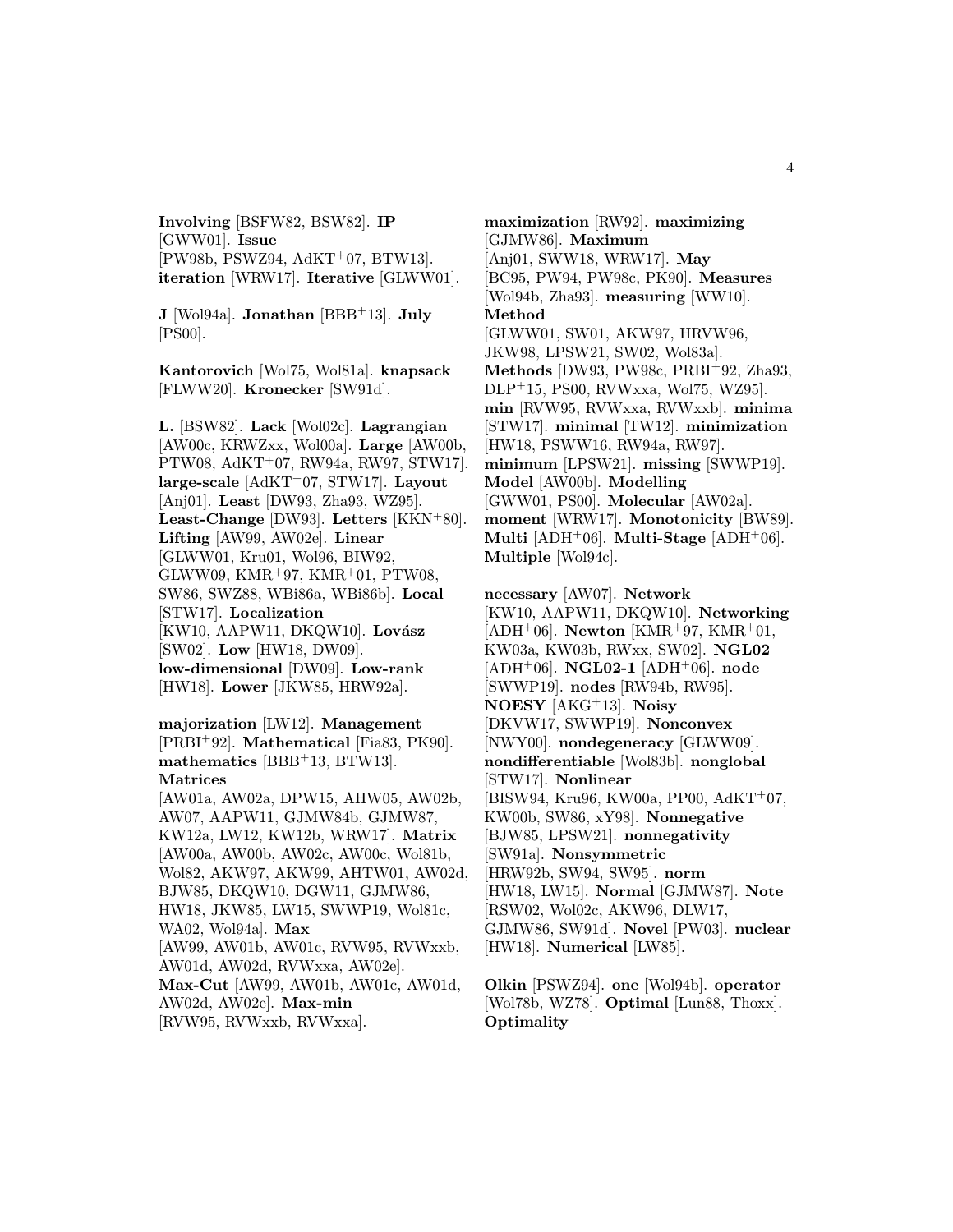**Involving** [BSFW82, BSW82]. **IP** [GWW01]. **Issue** [PW98b, PSWZ94, AdKT+07, BTW13]. **iteration** [WRW17]. **Iterative** [GLWW01].

**J** [Wol94a]. **Jonathan** [BBB+13]. **July** [PS00].

**Kantorovich** [Wol75, Wol81a]. **knapsack** [FLWW20]. **Kronecker** [SW91d].

**L.** [BSW82]. **Lack** [Wol02c]. **Lagrangian** [AW00c, KRWZxx, Wol00a]. **Large** [AW00b, PTW08, AdKT+07, RW94a, RW97, STW17]. **large-scale** [AdKT+07, STW17]. **Layout** [Anj01]. **Least** [DW93, Zha93, WZ95]. **Least-Change** [DW93]. **Letters** [KKN+80]. **Lifting** [AW99, AW02e]. **Linear** [GLWW01, Kru01, Wol96, BIW92, GLWW09, KMR+97, KMR+01, PTW08, SW86, SWZ88, WBi86a, WBi86b]. **Local** [STW17]. **Localization** [KW10, AAPW11, DKQW10]. **Lovász** [SW02]. **Low** [HW18, DW09]. **low-dimensional** [DW09]. **Low-rank** [HW18]. **Lower** [JKW85, HRW92a].

**majorization** [LW12]. **Management** [PRBI+92]. **Mathematical** [Fia83, PK90]. **mathematics** [BBB+13, BTW13]. **Matrices** [AW01a, AW02a, DPW15, AHW05, AW02b, AW07, AAPW11, GJMW84b, GJMW87, KW12a, LW12, KW12b, WRW17]. **Matrix** [AW00a, AW00b, AW02c, AW00c, Wol81b, Wol82, AKW97, AKW99, AHTW01, AW02d, BJW85, DKQW10, DGW11, GJMW86, HW18, JKW85, LW15, SWWP19, Wol81c, WA02, Wol94a]. **Max** [AW99, AW01b, AW01c, RVW95, RVWxxb, AW01d, AW02d, RVWxxa, AW02e]. **Max-Cut** [AW99, AW01b, AW01c, AW01d, AW02d, AW02e]. **Max-min** [RVW95, RVWxxb, RVWxxa].

**maximization** [RW92]. **maximizing** [GJMW86]. **Maximum** [Anj01, SWW18, WRW17]. **May** [BC95, PW94, PW98c, PK90]. **Measures** [Wol94b, Zha93]. **measuring** [WW10]. **Method** [GLWW01, SW01, AKW97, HRVW96, JKW98, LPSW21, SW02, Wol83a]. **Methods** [DW93, PW98c, PRBI+92, Zha93, DLP+15, PS00, RVWxxa, Wol75, WZ95]. **min** [RVW95, RVWxxa, RVWxxb]. **minima** [STW17]. **minimal** [TW12]. **minimization** [HW18, PSWW16, RW94a, RW97]. **minimum** [LPSW21]. **missing** [SWWP19]. **Model** [AW00b]. **Modelling** [GWW01, PS00]. **Molecular** [AW02a]. **moment** [WRW17]. **Monotonicity** [BW89]. **Multi** [ADH+06]. **Multi-Stage** [ADH+06]. **Multiple** [Wol94c].

**necessary** [AW07]. **Network** [KW10, AAPW11, DKQW10]. **Networking** [ADH+06]. **Newton** [KMR+97, KMR+01, KW03a, KW03b, RWxx, SW02]. **NGL02** [ADH+06]. **NGL02-1** [ADH+06]. **node** [SWWP19]. **nodes** [RW94b, RW95]. **NOESY** [AKG+13]. **Noisy** [DKVW17, SWWP19]. **Nonconvex** [NWY00]. **nondegeneracy** [GLWW09]. **nondifferentiable** [Wol83b]. **nonglobal** [STW17]. **Nonlinear** [BISW94, Kru96, KW00a, PP00, AdKT+07, KW00b, SW86, xY98]. **Nonnegative** [BJW85, LPSW21]. **nonnegativity** [SW91a]. **Nonsymmetric** [HRW92b, SW94, SW95]. **norm** [HW18, LW15]. **Normal** [GJMW87]. **Note** [RSW02, Wol02c, AKW96, DLW17, GJMW86, SW91d]. **Novel** [PW03]. **nuclear** [HW18]. **Numerical** [LW85].

**Olkin** [PSWZ94]. **one** [Wol94b]. **operator** [Wol78b, WZ78]. **Optimal** [Lun88, Thoxx]. **Optimality**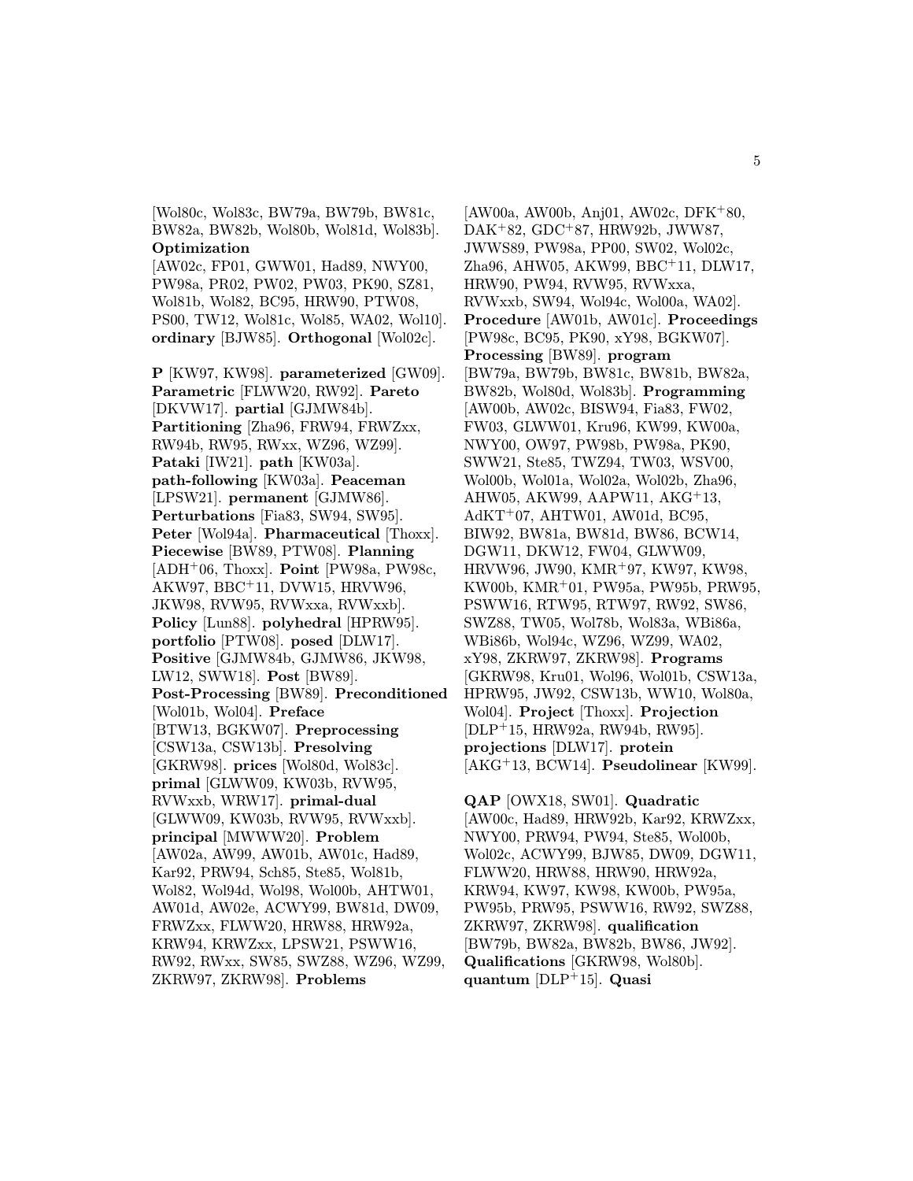[Wol80c, Wol83c, BW79a, BW79b, BW81c, BW82a, BW82b, Wol80b, Wol81d, Wol83b]. **Optimization** [AW02c, FP01, GWW01, Had89, NWY00, PW98a, PR02, PW02, PW03, PK90, SZ81, Wol81b, Wol82, BC95, HRW90, PTW08, PS00, TW12, Wol81c, Wol85, WA02, Wol10]. **ordinary** [BJW85]. **Orthogonal** [Wol02c].

**P** [KW97, KW98]. **parameterized** [GW09]. **Parametric** [FLWW20, RW92]. **Pareto** [DKVW17]. **partial** [GJMW84b]. **Partitioning** [Zha96, FRW94, FRWZxx, RW94b, RW95, RWxx, WZ96, WZ99]. **Pataki** [IW21]. **path** [KW03a]. **path-following** [KW03a]. **Peaceman** [LPSW21]. **permanent** [GJMW86]. **Perturbations** [Fia83, SW94, SW95]. **Peter** [Wol94a]. **Pharmaceutical** [Thoxx]. **Piecewise** [BW89, PTW08]. **Planning** [ADH+06, Thoxx]. **Point** [PW98a, PW98c, AKW97, BBC+11, DVW15, HRVW96, JKW98, RVW95, RVWxxa, RVWxxb]. **Policy** [Lun88]. **polyhedral** [HPRW95]. **portfolio** [PTW08]. **posed** [DLW17]. **Positive** [GJMW84b, GJMW86, JKW98, LW12, SWW18]. **Post** [BW89]. **Post-Processing** [BW89]. **Preconditioned** [Wol01b, Wol04]. **Preface** [BTW13, BGKW07]. **Preprocessing** [CSW13a, CSW13b]. **Presolving** [GKRW98]. **prices** [Wol80d, Wol83c]. **primal** [GLWW09, KW03b, RVW95, RVWxxb, WRW17]. **primal-dual** [GLWW09, KW03b, RVW95, RVWxxb]. **principal** [MWWW20]. **Problem** [AW02a, AW99, AW01b, AW01c, Had89, Kar92, PRW94, Sch85, Ste85, Wol81b, Wol82, Wol94d, Wol98, Wol00b, AHTW01, AW01d, AW02e, ACWY99, BW81d, DW09, FRWZxx, FLWW20, HRW88, HRW92a, KRW94, KRWZxx, LPSW21, PSWW16, RW92, RWxx, SW85, SWZ88, WZ96, WZ99, ZKRW97, ZKRW98]. **Problems** [AW00a, AW00b, Anj01, AW02c, DFK+80, DAK+82, GDC+87, HRW92b, JWW87, JWWS89, PW98a, PP00, SW02, Wol02c, Zha96, AHW05, AKW99, BBC+11, DLW17, HRW90, PW94, RVW95, RVWxxa, RVWxxb, SW94, Wol94c, Wol00a, WA02]. **Procedure** [AW01b, AW01c]. **Proceedings** [PW98c, BC95, PK90, xY98, BGKW07]. **Processing** [BW89]. **program** [BW79a, BW79b, BW81c, BW81b, BW82a, BW82b, Wol80d, Wol83b]. **Programming** [AW00b, AW02c, BISW94, Fia83, FW02, FW03, GLWW01, Kru96, KW99, KW00a, NWY00, OW97, PW98b, PW98a, PK90, SWW21, Ste85, TWZ94, TW03, WSV00, Wol00b, Wol01a, Wol02a, Wol02b, Zha96, AHW05, AKW99, AAPW11, AKG+13, AdKT+07, AHTW01, AW01d, BC95, BIW92, BW81a, BW81d, BW86, BCW14, DGW11, DKW12, FW04, GLWW09, HRVW96, JW90, KMR+97, KW97, KW98, KW00b, KMR+01, PW95a, PW95b, PRW95, PSWW16, RTW95, RTW97, RW92, SW86, SWZ88, TW05, Wol78b, Wol83a, WBi86a, WBi86b, Wol94c, WZ96, WZ99, WA02, xY98, ZKRW97, ZKRW98]. **Programs** [GKRW98, Kru01, Wol96, Wol01b, CSW13a, HPRW95, JW92, CSW13b, WW10, Wol80a, Wol04]. **Project** [Thoxx]. **Projection** [DLP+15, HRW92a, RW94b, RW95]. **projections** [DLW17]. **protein** [AKG+13, BCW14]. **Pseudolinear** [KW99].

**QAP** [OWX18, SW01]. **Quadratic** [AW00c, Had89, HRW92b, Kar92, KRWZxx, NWY00, PRW94, PW94, Ste85, Wol00b, Wol02c, ACWY99, BJW85, DW09, DGW11, FLWW20, HRW88, HRW90, HRW92a, KRW94, KW97, KW98, KW00b, PW95a, PW95b, PRW95, PSWW16, RW92, SWZ88, ZKRW97, ZKRW98]. **qualification** [BW79b, BW82a, BW82b, BW86, JW92]. **Qualifications** [GKRW98, Wol80b]. **quantum** [DLP+15]. **Quasi**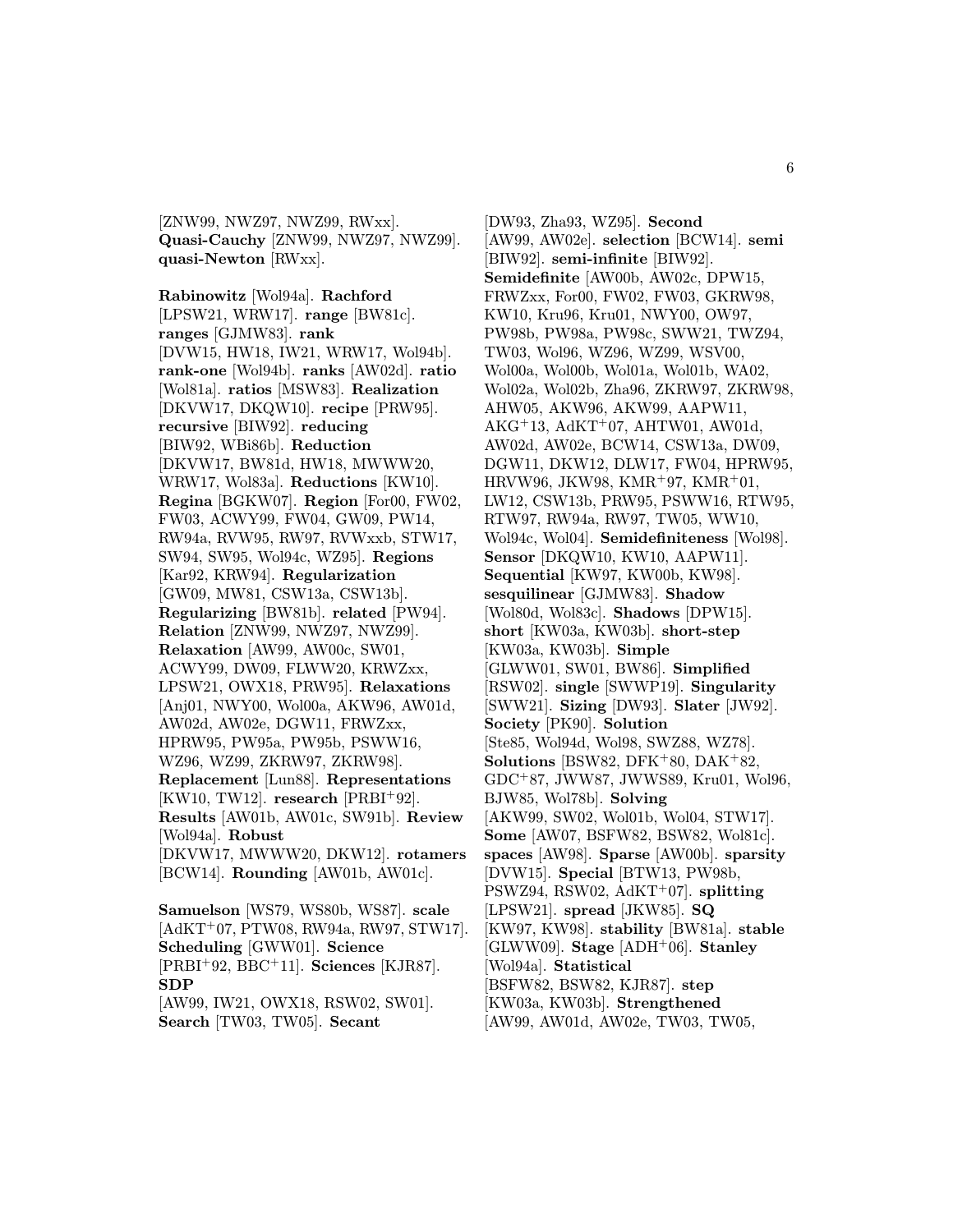[ZNW99, NWZ97, NWZ99, RWxx]. **Quasi-Cauchy** [ZNW99, NWZ97, NWZ99]. **quasi-Newton** [RWxx].

**Rabinowitz** [Wol94a]. **Rachford** [LPSW21, WRW17]. **range** [BW81c]. **ranges** [GJMW83]. **rank** [DVW15, HW18, IW21, WRW17, Wol94b]. **rank-one** [Wol94b]. **ranks** [AW02d]. **ratio** [Wol81a]. **ratios** [MSW83]. **Realization** [DKVW17, DKQW10]. **recipe** [PRW95]. **recursive** [BIW92]. **reducing** [BIW92, WBi86b]. **Reduction** [DKVW17, BW81d, HW18, MWWW20, WRW17, Wol83a]. **Reductions** [KW10]. **Regina** [BGKW07]. **Region** [For00, FW02, FW03, ACWY99, FW04, GW09, PW14, RW94a, RVW95, RW97, RVWxxb, STW17, SW94, SW95, Wol94c, WZ95]. **Regions** [Kar92, KRW94]. **Regularization** [GW09, MW81, CSW13a, CSW13b]. **Regularizing** [BW81b]. **related** [PW94]. **Relation** [ZNW99, NWZ97, NWZ99]. **Relaxation** [AW99, AW00c, SW01, ACWY99, DW09, FLWW20, KRWZxx, LPSW21, OWX18, PRW95]. **Relaxations** [Anj01, NWY00, Wol00a, AKW96, AW01d, AW02d, AW02e, DGW11, FRWZxx, HPRW95, PW95a, PW95b, PSWW16, WZ96, WZ99, ZKRW97, ZKRW98]. **Replacement** [Lun88]. **Representations** [KW10, TW12]. **research** [PRBI+92]. **Results** [AW01b, AW01c, SW91b]. **Review** [Wol94a]. **Robust** [DKVW17, MWWW20, DKW12]. **rotamers** [BCW14]. **Rounding** [AW01b, AW01c].

**Samuelson** [WS79, WS80b, WS87]. **scale** [AdKT+07, PTW08, RW94a, RW97, STW17]. **Scheduling** [GWW01]. **Science** [PRBI+92, BBC+11]. **Sciences** [KJR87]. **SDP** [AW99, IW21, OWX18, RSW02, SW01]. **Search** [TW03, TW05]. **Secant** [DW93, Zha93, WZ95]. **Second** [AW99, AW02e]. **selection** [BCW14]. **semi** [BIW92]. **semi-infinite** [BIW92]. **Semidefinite** [AW00b, AW02c, DPW15, FRWZxx, For00, FW02, FW03, GKRW98, KW10, Kru96, Kru01, NWY00, OW97, PW98b, PW98a, PW98c, SWW21, TWZ94, TW03, Wol96, WZ96, WZ99, WSV00, Wol00a, Wol00b, Wol01a, Wol01b, WA02, Wol02a, Wol02b, Zha96, ZKRW97, ZKRW98, AHW05, AKW96, AKW99, AAPW11, AKG+13, AdKT+07, AHTW01, AW01d, AW02d, AW02e, BCW14, CSW13a, DW09, DGW11, DKW12, DLW17, FW04, HPRW95, HRVW96, JKW98, KMR+97, KMR+01, LW12, CSW13b, PRW95, PSWW16, RTW95, RTW97, RW94a, RW97, TW05, WW10, Wol94c, Wol04]. **Semidefiniteness** [Wol98]. **Sensor** [DKQW10, KW10, AAPW11]. **Sequential** [KW97, KW00b, KW98]. **sesquilinear** [GJMW83]. **Shadow** [Wol80d, Wol83c]. **Shadows** [DPW15]. **short** [KW03a, KW03b]. **short-step** [KW03a, KW03b]. **Simple** [GLWW01, SW01, BW86]. **Simplified** [RSW02]. **single** [SWWP19]. **Singularity** [SWW21]. **Sizing** [DW93]. **Slater** [JW92]. **Society** [PK90]. **Solution** [Ste85, Wol94d, Wol98, SWZ88, WZ78]. **Solutions** [BSW82, DFK+80, DAK+82, GDC+87, JWW87, JWWS89, Kru01, Wol96, BJW85, Wol78b]. **Solving** [AKW99, SW02, Wol01b, Wol04, STW17]. **Some** [AW07, BSFW82, BSW82, Wol81c]. **spaces** [AW98]. **Sparse** [AW00b]. **sparsity** [DVW15]. **Special** [BTW13, PW98b, PSWZ94, RSW02, AdKT+07]. **splitting** [LPSW21]. **spread** [JKW85]. **SQ** [KW97, KW98]. **stability** [BW81a]. **stable** [GLWW09]. **Stage** [ADH+06]. **Stanley** [Wol94a]. **Statistical** [BSFW82, BSW82, KJR87]. **step** [KW03a, KW03b]. **Strengthened** [AW99, AW01d, AW02e, TW03, TW05,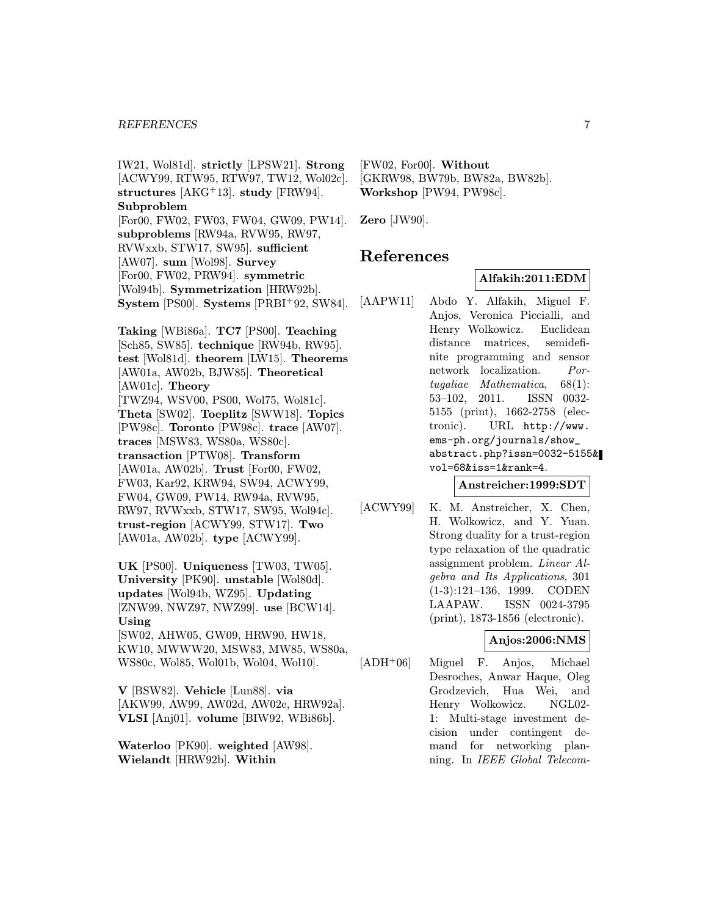IW21, Wol81d]. **strictly** [LPSW21]. **Strong** [ACWY99, RTW95, RTW97, TW12, Wol02c]. **structures** [AKG+13]. **study** [FRW94]. **Subproblem** [For00, FW02, FW03, FW04, GW09, PW14]. **subproblems** [RW94a, RVW95, RW97, RVWxxb, STW17, SW95]. **sufficient** [AW07]. **sum** [Wol98]. **Survey** [For00, FW02, PRW94]. **symmetric** [Wol94b]. **Symmetrization** [HRW92b]. **System** [PS00]. **Systems** [PRBI+92, SW84].

**Taking** [WBi86a]. **TC7** [PS00]. **Teaching** [Sch85, SW85]. **technique** [RW94b, RW95]. **test** [Wol81d]. **theorem** [LW15]. **Theorems** [AW01a, AW02b, BJW85]. **Theoretical** [AW01c]. **Theory** [TWZ94, WSV00, PS00, Wol75, Wol81c]. **Theta** [SW02]. **Toeplitz** [SWW18]. **Topics** [PW98c]. **Toronto** [PW98c]. **trace** [AW07]. **traces** [MSW83, WS80a, WS80c]. **transaction** [PTW08]. **Transform** [AW01a, AW02b]. **Trust** [For00, FW02, FW03, Kar92, KRW94, SW94, ACWY99, FW04, GW09, PW14, RW94a, RVW95, RW97, RVWxxb, STW17, SW95, Wol94c]. **trust-region** [ACWY99, STW17]. **Two** [AW01a, AW02b]. **type** [ACWY99].

**UK** [PS00]. **Uniqueness** [TW03, TW05]. **University** [PK90]. **unstable** [Wol80d]. **updates** [Wol94b, WZ95]. **Updating** [ZNW99, NWZ97, NWZ99]. **use** [BCW14]. **Using** [SW02, AHW05, GW09, HRW90, HW18, KW10, MWWW20, MSW83, MW85, WS80a, WS80c, Wol85, Wol01b, Wol04, Wol10].

**V** [BSW82]. **Vehicle** [Lun88]. **via** [AKW99, AW99, AW02d, AW02e, HRW92a]. **VLSI** [Anj01]. **volume** [BIW92, WBi86b].

**Waterloo** [PK90]. **weighted** [AW98]. **Wielandt** [HRW92b]. **Within** [FW02, For00]. **Without** [GKRW98, BW79b, BW82a, BW82b]. **Workshop** [PW94, PW98c].

**Zero** [JW90].

# References

**Alfakih:2011:EDM**

[AAPW11] Abdo Y. Alfakih, Miguel F. Anjos, Veronica Piccialli, and Henry Wolkowicz. Euclidean distance matrices, semidefinite programming and sensor network localization. *Portugaliae Mathematica*, 68(1): 53–102, 2011. ISSN 0032-5155 (print), 1662-2758 (electronic). URL `http://www.ems-ph.org/journals/show_abstract.php?issn=0032-5155&vol=68&iss=1&rank=4`.

**Anstreicher:1999:SDT**

[ACWY99] K. M. Anstreicher, X. Chen, H. Wolkowicz, and Y. Yuan. Strong duality for a trust-region type relaxation of the quadratic assignment problem. *Linear Algebra and Its Applications*, 301 (1-3):121–136, 1999. CODEN LAAPAW. ISSN 0024-3795 (print), 1873-1856 (electronic).

**Anjos:2006:NMS**

[ADH+06] Miguel F. Anjos, Michael Desroches, Anwar Haque, Oleg Grodzevich, Hua Wei, and Henry Wolkowicz. NGL02-1: Multi-stage investment decision under contingent demand for networking planning. In *IEEE Global Telecom-*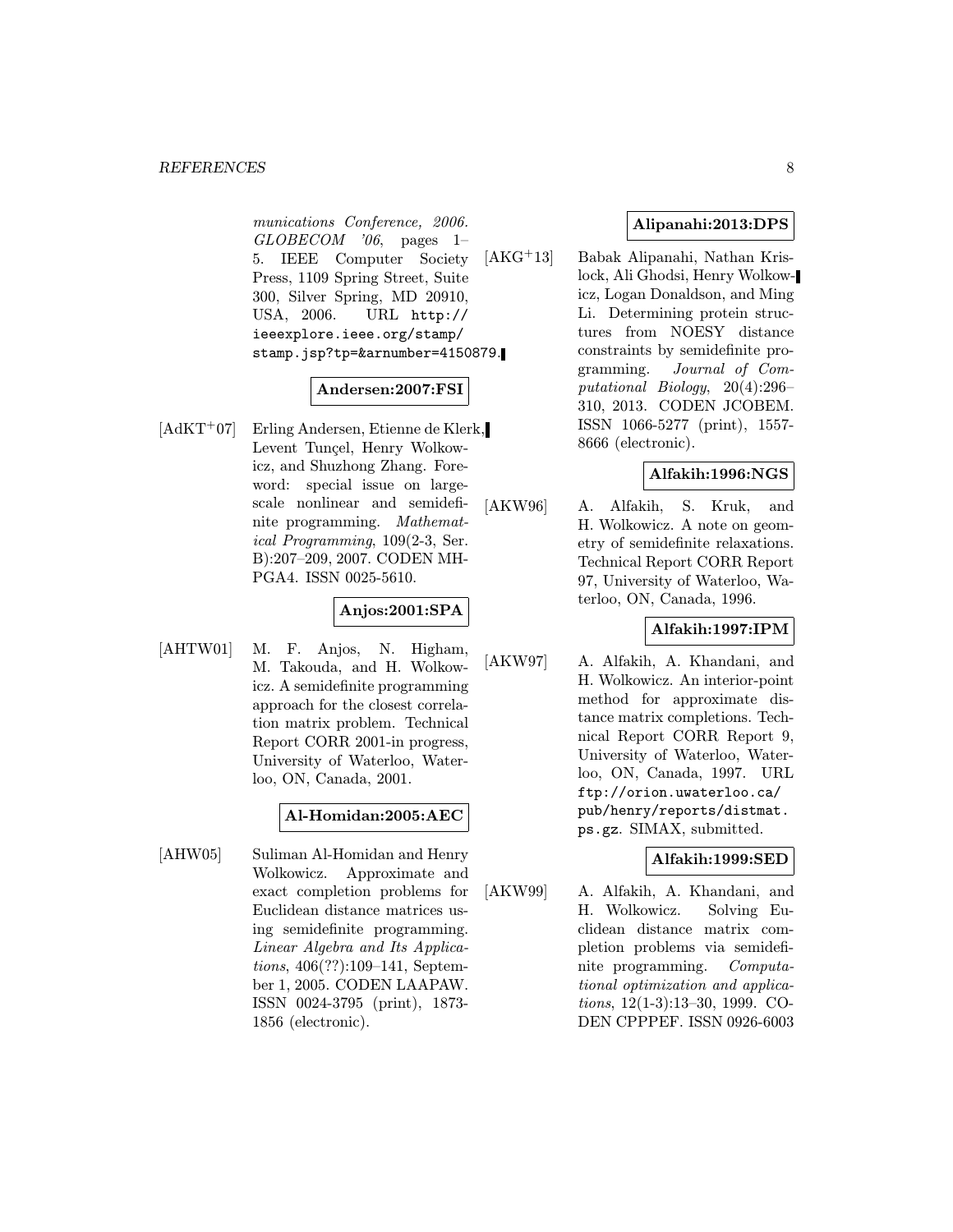*munications Conference, 2006. GLOBECOM '06*, pages 1–5. IEEE Computer Society Press, 1109 Spring Street, Suite 300, Silver Spring, MD 20910, USA, 2006. URL `http://ieeexplore.ieee.org/stamp/stamp.jsp?tp=&arnumber=4150879`.

**Andersen:2007:FSI**

[AdKT+07] Erling Andersen, Etienne de Klerk, Levent Tunçel, Henry Wolkowicz, and Shuzhong Zhang. Foreword: special issue on large-scale nonlinear and semidefinite programming. *Mathematical Programming*, 109(2-3, Ser. B):207–209, 2007. CODEN MHPGA4. ISSN 0025-5610.

**Anjos:2001:SPA**

[AHTW01] M. F. Anjos, N. Higham, M. Takouda, and H. Wolkowicz. A semidefinite programming approach for the closest correlation matrix problem. Technical Report CORR 2001-in progress, University of Waterloo, Waterloo, ON, Canada, 2001.

**Al-Homidan:2005:AEC**

[AHW05] Suliman Al-Homidan and Henry Wolkowicz. Approximate and exact completion problems for Euclidean distance matrices using semidefinite programming. *Linear Algebra and Its Applications*, 406(??):109–141, September 1, 2005. CODEN LAAPAW. ISSN 0024-3795 (print), 1873-1856 (electronic).

**Alipanahi:2013:DPS**

[AKG+13] Babak Alipanahi, Nathan Krislock, Ali Ghodsi, Henry Wolkowicz, Logan Donaldson, and Ming Li. Determining protein structures from NOESY distance constraints by semidefinite programming. *Journal of Computational Biology*, 20(4):296–310, 2013. CODEN JCOBEM. ISSN 1066-5277 (print), 1557-8666 (electronic).

**Alfakih:1996:NGS**

[AKW96] A. Alfakih, S. Kruk, and H. Wolkowicz. A note on geometry of semidefinite relaxations. Technical Report CORR Report 97, University of Waterloo, Waterloo, ON, Canada, 1996.

**Alfakih:1997:IPM**

[AKW97] A. Alfakih, A. Khandani, and H. Wolkowicz. An interior-point method for approximate distance matrix completions. Technical Report CORR Report 9, University of Waterloo, Waterloo, ON, Canada, 1997. URL `ftp://orion.uwaterloo.ca/pub/henry/reports/distmat.ps.gz`. SIMAX, submitted.

**Alfakih:1999:SED**

[AKW99] A. Alfakih, A. Khandani, and H. Wolkowicz. Solving Euclidean distance matrix completion problems via semidefinite programming. *Computational optimization and applications*, 12(1-3):13–30, 1999. CODEN CPPPEF. ISSN 0926-6003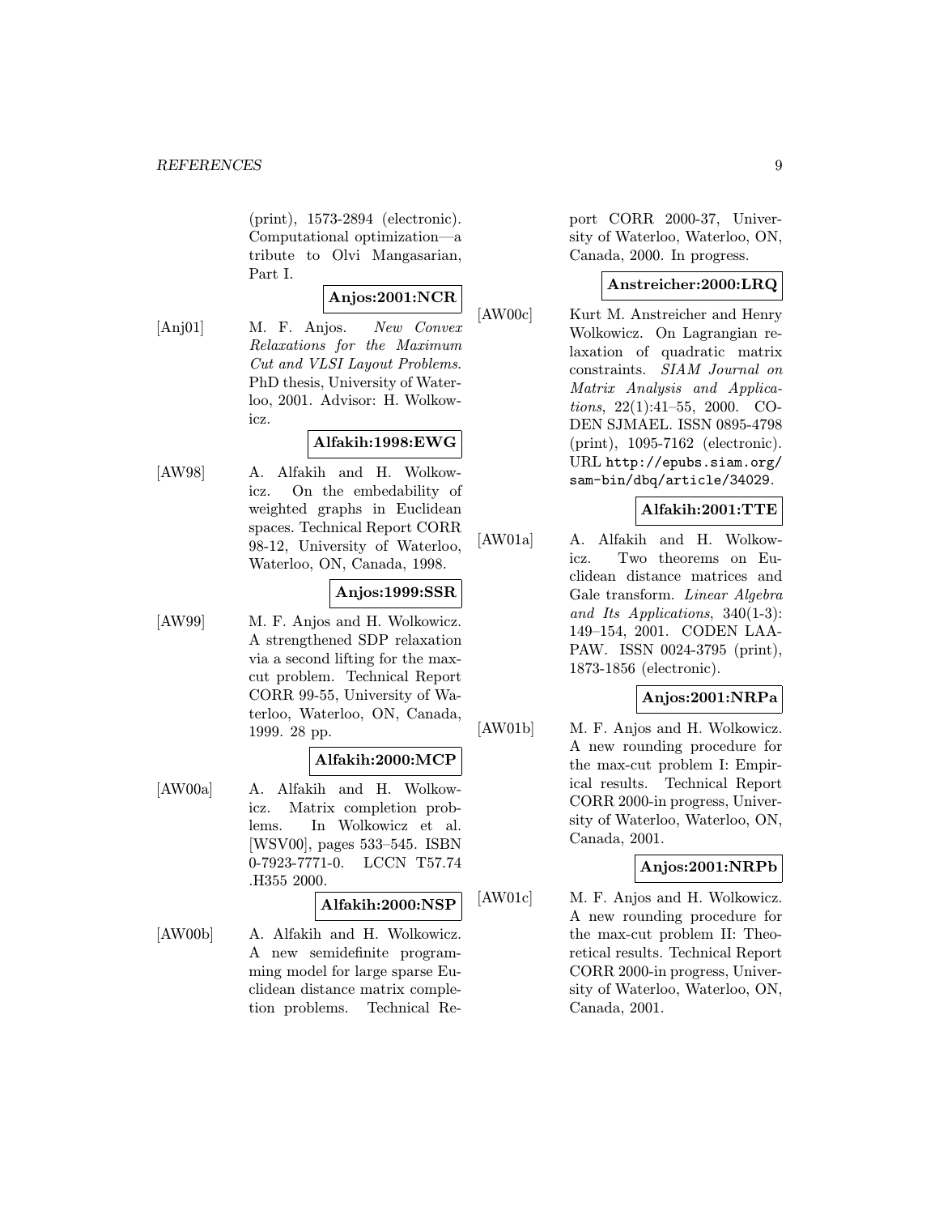(print), 1573-2894 (electronic). Computational optimization—a tribute to Olvi Mangasarian, Part I.

**Anjos:2001:NCR**

[Anj01] M. F. Anjos. *New Convex Relaxations for the Maximum Cut and VLSI Layout Problems*. PhD thesis, University of Waterloo, 2001. Advisor: H. Wolkowicz.

**Alfakih:1998:EWG**

[AW98] A. Alfakih and H. Wolkowicz. On the embedability of weighted graphs in Euclidean spaces. Technical Report CORR 98-12, University of Waterloo, Waterloo, ON, Canada, 1998.

**Anjos:1999:SSR**

[AW99] M. F. Anjos and H. Wolkowicz. A strengthened SDP relaxation via a second lifting for the max-cut problem. Technical Report CORR 99-55, University of Waterloo, Waterloo, ON, Canada, 1999. 28 pp.

**Alfakih:2000:MCP**

[AW00a] A. Alfakih and H. Wolkowicz. Matrix completion problems. In Wolkowicz et al. [WSV00], pages 533–545. ISBN 0-7923-7771-0. LCCN T57.74 .H355 2000.

**Alfakih:2000:NSP**

[AW00b] A. Alfakih and H. Wolkowicz. A new semidefinite programming model for large sparse Euclidean distance matrix completion problems. Technical Report CORR 2000-37, University of Waterloo, Waterloo, ON, Canada, 2000. In progress.

**Anstreicher:2000:LRQ**

[AW00c] Kurt M. Anstreicher and Henry Wolkowicz. On Lagrangian relaxation of quadratic matrix constraints. *SIAM Journal on Matrix Analysis and Applications*, 22(1):41–55, 2000. CODEN SJMAEL. ISSN 0895-4798 (print), 1095-7162 (electronic). URL `http://epubs.siam.org/sam-bin/dbq/article/34029`.

**Alfakih:2001:TTE**

[AW01a] A. Alfakih and H. Wolkowicz. Two theorems on Euclidean distance matrices and Gale transform. *Linear Algebra and Its Applications*, 340(1-3): 149–154, 2001. CODEN LAAPAW. ISSN 0024-3795 (print), 1873-1856 (electronic).

**Anjos:2001:NRPa**

[AW01b] M. F. Anjos and H. Wolkowicz. A new rounding procedure for the max-cut problem I: Empirical results. Technical Report CORR 2000-in progress, University of Waterloo, Waterloo, ON, Canada, 2001.

**Anjos:2001:NRPb**

[AW01c] M. F. Anjos and H. Wolkowicz. A new rounding procedure for the max-cut problem II: Theoretical results. Technical Report CORR 2000-in progress, University of Waterloo, Waterloo, ON, Canada, 2001.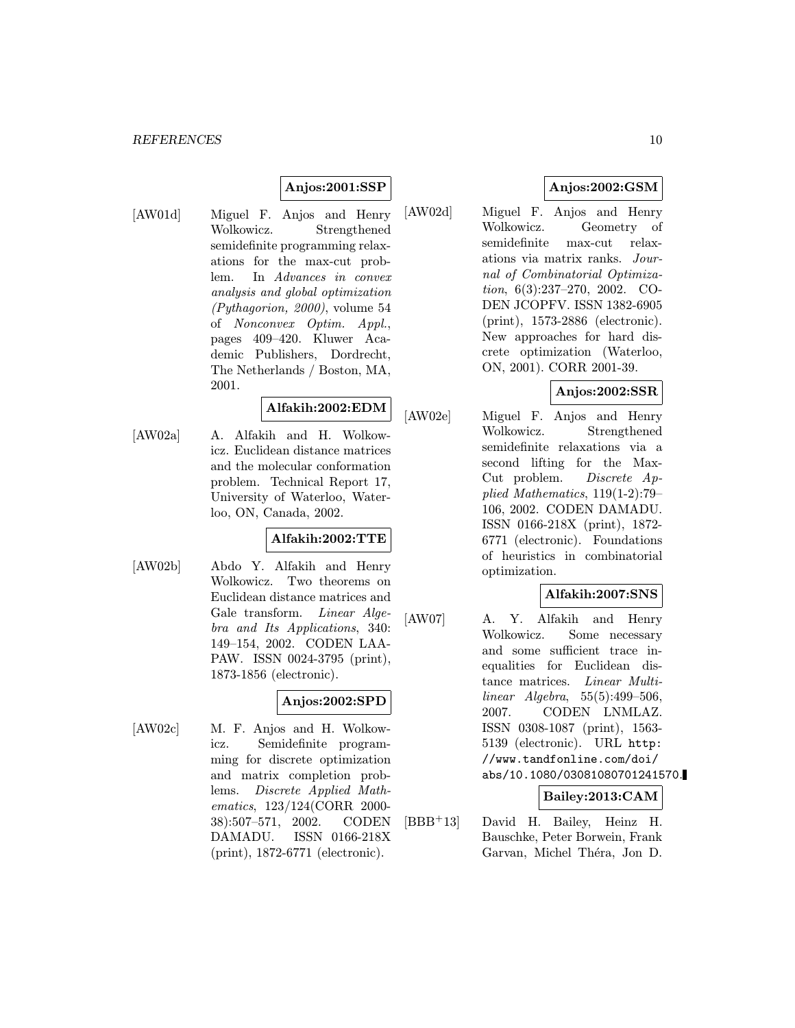**Anjos:2001:SSP**

[AW01d] Miguel F. Anjos and Henry Wolkowicz. Strengthened semidefinite programming relaxations for the max-cut problem. In *Advances in convex analysis and global optimization (Pythagorion, 2000)*, volume 54 of *Nonconvex Optim. Appl.*, pages 409–420. Kluwer Academic Publishers, Dordrecht, The Netherlands / Boston, MA, 2001.

**Alfakih:2002:EDM**

[AW02a] A. Alfakih and H. Wolkowicz. Euclidean distance matrices and the molecular conformation problem. Technical Report 17, University of Waterloo, Waterloo, ON, Canada, 2002.

**Alfakih:2002:TTE**

[AW02b] Abdo Y. Alfakih and Henry Wolkowicz. Two theorems on Euclidean distance matrices and Gale transform. *Linear Algebra and Its Applications*, 340: 149–154, 2002. CODEN LAAPAW. ISSN 0024-3795 (print), 1873-1856 (electronic).

**Anjos:2002:SPD**

[AW02c] M. F. Anjos and H. Wolkowicz. Semidefinite programming for discrete optimization and matrix completion problems. *Discrete Applied Mathematics*, 123/124(CORR 2000-38):507–571, 2002. CODEN DAMADU. ISSN 0166-218X (print), 1872-6771 (electronic).

**Anjos:2002:GSM**

[AW02d] Miguel F. Anjos and Henry Wolkowicz. Geometry of semidefinite max-cut relaxations via matrix ranks. *Journal of Combinatorial Optimization*, 6(3):237–270, 2002. CODEN JCOPFV. ISSN 1382-6905 (print), 1573-2886 (electronic). New approaches for hard discrete optimization (Waterloo, ON, 2001). CORR 2001-39.

**Anjos:2002:SSR**

[AW02e] Miguel F. Anjos and Henry Wolkowicz. Strengthened semidefinite relaxations via a second lifting for the Max-Cut problem. *Discrete Applied Mathematics*, 119(1-2):79–106, 2002. CODEN DAMADU. ISSN 0166-218X (print), 1872-6771 (electronic). Foundations of heuristics in combinatorial optimization.

**Alfakih:2007:SNS**

[AW07] A. Y. Alfakih and Henry Wolkowicz. Some necessary and some sufficient trace inequalities for Euclidean distance matrices. *Linear Multilinear Algebra*, 55(5):499–506, 2007. CODEN LNMLAZ. ISSN 0308-1087 (print), 1563-5139 (electronic). URL http://www.tandfonline.com/doi/abs/10.1080/03081080701241570.

**Bailey:2013:CAM**

[BBB+13] David H. Bailey, Heinz H. Bauschke, Peter Borwein, Frank Garvan, Michel Théra, Jon D.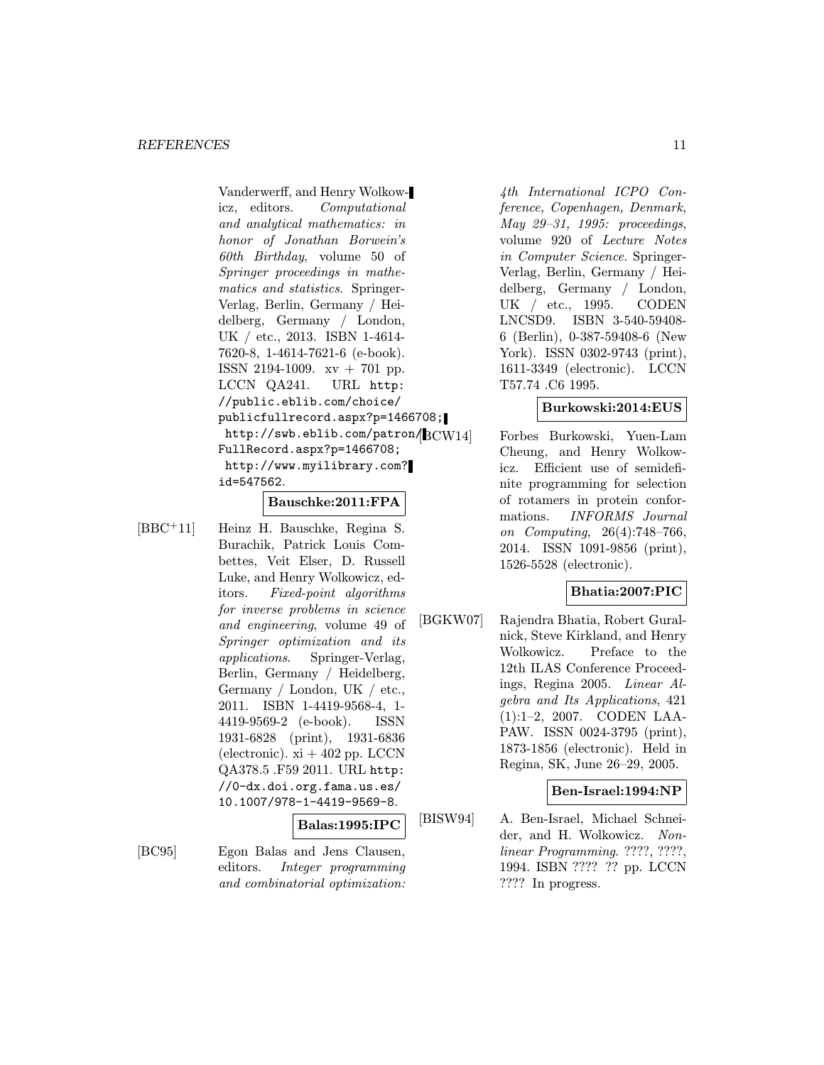Vanderwerff, and Henry Wolkowicz, editors. *Computational and analytical mathematics: in honor of Jonathan Borwein's 60th Birthday*, volume 50 of *Springer proceedings in mathematics and statistics*. Springer-Verlag, Berlin, Germany / Heidelberg, Germany / London, UK / etc., 2013. ISBN 1-4614-7620-8, 1-4614-7621-6 (e-book). ISSN 2194-1009. xv + 701 pp. LCCN QA241. URL `http://public.eblib.com/choice/publicfullrecord.aspx?p=1466708; http://swb.eblib.com/patron/FullRecord.aspx?p=1466708; http://www.myilibrary.com?id=547562`.

**Bauschke:2011:FPA**

[BBC+11] Heinz H. Bauschke, Regina S. Burachik, Patrick Louis Combettes, Veit Elser, D. Russell Luke, and Henry Wolkowicz, editors. *Fixed-point algorithms for inverse problems in science and engineering*, volume 49 of *Springer optimization and its applications*. Springer-Verlag, Berlin, Germany / Heidelberg, Germany / London, UK / etc., 2011. ISBN 1-4419-9568-4, 1-4419-9569-2 (e-book). ISSN 1931-6828 (print), 1931-6836 (electronic). xi + 402 pp. LCCN QA378.5 .F59 2011. URL `http://0-dx.doi.org.fama.us.es/10.1007/978-1-4419-9569-8`.

**Balas:1995:IPC**

[BC95] Egon Balas and Jens Clausen, editors. *Integer programming and combinatorial optimization: 4th International ICPO Conference, Copenhagen, Denmark, May 29–31, 1995: proceedings*, volume 920 of *Lecture Notes in Computer Science*. Springer-Verlag, Berlin, Germany / Heidelberg, Germany / London, UK / etc., 1995. CODEN LNCSD9. ISBN 3-540-59408-6 (Berlin), 0-387-59408-6 (New York). ISSN 0302-9743 (print), 1611-3349 (electronic). LCCN T57.74 .C6 1995.

**Burkowski:2014:EUS**

[BCW14] Forbes Burkowski, Yuen-Lam Cheung, and Henry Wolkowicz. Efficient use of semidefinite programming for selection of rotamers in protein conformations. *INFORMS Journal on Computing*, 26(4):748–766, 2014. ISSN 1091-9856 (print), 1526-5528 (electronic).

**Bhatia:2007:PIC**

[BGKW07] Rajendra Bhatia, Robert Guralnick, Steve Kirkland, and Henry Wolkowicz. Preface to the 12th ILAS Conference Proceedings, Regina 2005. *Linear Algebra and Its Applications*, 421 (1):1–2, 2007. CODEN LAAPAW. ISSN 0024-3795 (print), 1873-1856 (electronic). Held in Regina, SK, June 26–29, 2005.

**Ben-Israel:1994:NP**

[BISW94] A. Ben-Israel, Michael Schneider, and H. Wolkowicz. *Nonlinear Programming*. ????, ????, 1994. ISBN ???? ?? pp. LCCN ???? In progress.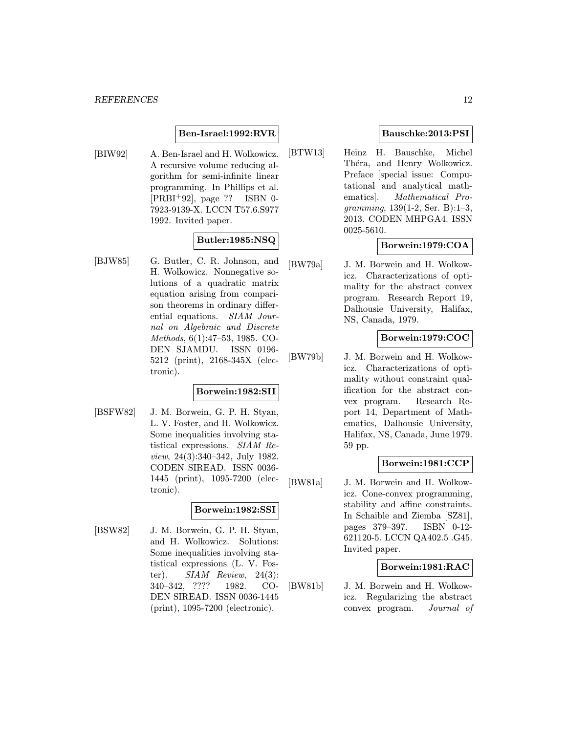**Ben-Israel:1992:RVR**

[BIW92] A. Ben-Israel and H. Wolkowicz. A recursive volume reducing algorithm for semi-infinite linear programming. In Phillips et al. [PRBI+92], page ?? ISBN 0-7923-9139-X. LCCN T57.6.S977 1992. Invited paper.

**Butler:1985:NSQ**

[BJW85] G. Butler, C. R. Johnson, and H. Wolkowicz. Nonnegative solutions of a quadratic matrix equation arising from comparison theorems in ordinary differential equations. *SIAM Journal on Algebraic and Discrete Methods*, 6(1):47–53, 1985. CODEN SJAMDU. ISSN 0196-5212 (print), 2168-345X (electronic).

**Borwein:1982:SII**

[BSFW82] J. M. Borwein, G. P. H. Styan, L. V. Foster, and H. Wolkowicz. Some inequalities involving statistical expressions. *SIAM Review*, 24(3):340–342, July 1982. CODEN SIREAD. ISSN 0036-1445 (print), 1095-7200 (electronic).

**Borwein:1982:SSI**

[BSW82] J. M. Borwein, G. P. H. Styan, and H. Wolkowicz. Solutions: Some inequalities involving statistical expressions (L. V. Foster). *SIAM Review*, 24(3): 340–342, ???? 1982. CODEN SIREAD. ISSN 0036-1445 (print), 1095-7200 (electronic).

**Bauschke:2013:PSI**

[BTW13] Heinz H. Bauschke, Michel Théra, and Henry Wolkowicz. Preface [special issue: Computational and analytical mathematics]. *Mathematical Programming*, 139(1-2, Ser. B):1–3, 2013. CODEN MHPGA4. ISSN 0025-5610.

**Borwein:1979:COA**

[BW79a] J. M. Borwein and H. Wolkowicz. Characterizations of optimality for the abstract convex program. Research Report 19, Dalhousie University, Halifax, NS, Canada, 1979.

**Borwein:1979:COC**

[BW79b] J. M. Borwein and H. Wolkowicz. Characterizations of optimality without constraint qualification for the abstract convex program. Research Report 14, Department of Mathematics, Dalhousie University, Halifax, NS, Canada, June 1979. 59 pp.

**Borwein:1981:CCP**

[BW81a] J. M. Borwein and H. Wolkowicz. Cone-convex programming, stability and affine constraints. In Schaible and Ziemba [SZ81], pages 379–397. ISBN 0-12-621120-5. LCCN QA402.5 .G45. Invited paper.

**Borwein:1981:RAC**

[BW81b] J. M. Borwein and H. Wolkowicz. Regularizing the abstract convex program. *Journal of*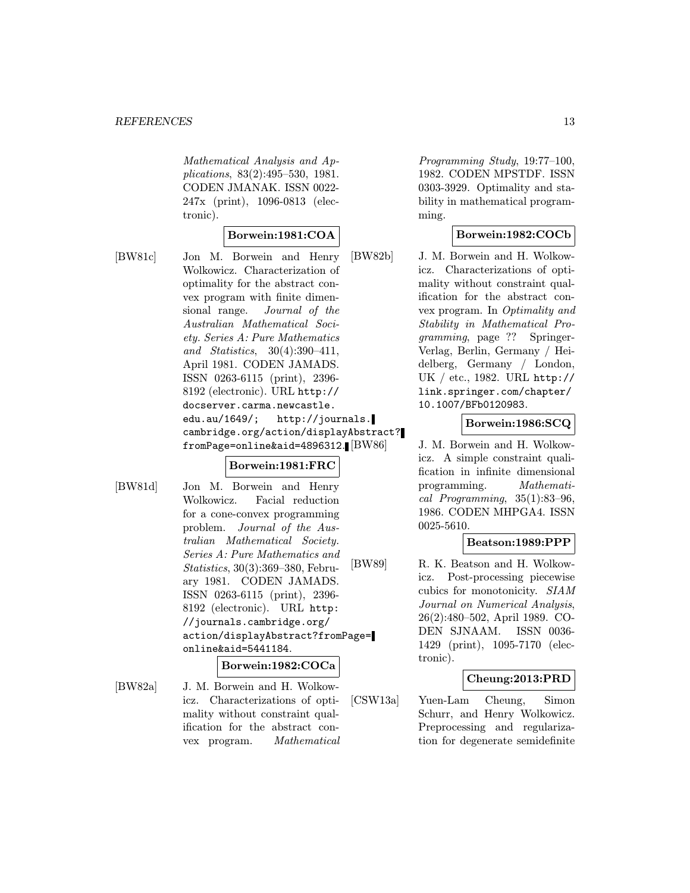*Mathematical Analysis and Applications*, 83(2):495–530, 1981. CODEN JMANAK. ISSN 0022-247x (print), 1096-0813 (electronic).

**Borwein:1981:COA**

[BW81c] Jon M. Borwein and Henry Wolkowicz. Characterization of optimality for the abstract convex program with finite dimensional range. *Journal of the Australian Mathematical Society. Series A: Pure Mathematics and Statistics*, 30(4):390–411, April 1981. CODEN JAMADS. ISSN 0263-6115 (print), 2396-8192 (electronic). URL `http://docserver.carma.newcastle.edu.au/1649/; http://journals.cambridge.org/action/displayAbstract?fromPage=online&aid=4896312`.

**Borwein:1981:FRC**

[BW81d] Jon M. Borwein and Henry Wolkowicz. Facial reduction for a cone-convex programming problem. *Journal of the Australian Mathematical Society. Series A: Pure Mathematics and Statistics*, 30(3):369–380, February 1981. CODEN JAMADS. ISSN 0263-6115 (print), 2396-8192 (electronic). URL `http://journals.cambridge.org/action/displayAbstract?fromPage=online&aid=5441184`.

**Borwein:1982:COCa**

[BW82a] J. M. Borwein and H. Wolkowicz. Characterizations of optimality without constraint qualification for the abstract convex program. *Mathematical Programming Study*, 19:77–100, 1982. CODEN MPSTDF. ISSN 0303-3929. Optimality and stability in mathematical programming.

**Borwein:1982:COCb**

[BW82b] J. M. Borwein and H. Wolkowicz. Characterizations of optimality without constraint qualification for the abstract convex program. In *Optimality and Stability in Mathematical Programming*, page ?? Springer-Verlag, Berlin, Germany / Heidelberg, Germany / London, UK / etc., 1982. URL `http://link.springer.com/chapter/10.1007/BFb0120983`.

**Borwein:1986:SCQ**

[BW86] J. M. Borwein and H. Wolkowicz. A simple constraint qualification in infinite dimensional programming. *Mathematical Programming*, 35(1):83–96, 1986. CODEN MHPGA4. ISSN 0025-5610.

**Beatson:1989:PPP**

[BW89] R. K. Beatson and H. Wolkowicz. Post-processing piecewise cubics for monotonicity. *SIAM Journal on Numerical Analysis*, 26(2):480–502, April 1989. CODEN SJNAAM. ISSN 0036-1429 (print), 1095-7170 (electronic).

**Cheung:2013:PRD**

[CSW13a] Yuen-Lam Cheung, Simon Schurr, and Henry Wolkowicz. Preprocessing and regularization for degenerate semidefinite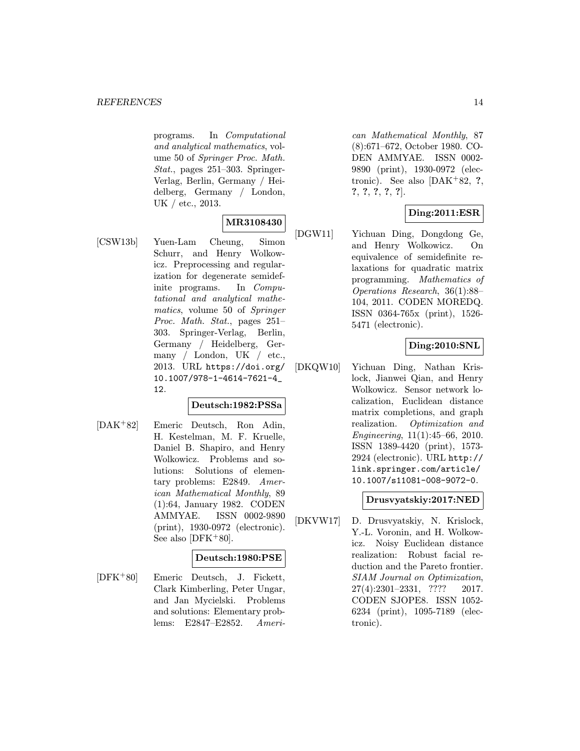programs. In *Computational and analytical mathematics*, volume 50 of *Springer Proc. Math. Stat.*, pages 251–303. Springer-Verlag, Berlin, Germany / Heidelberg, Germany / London, UK / etc., 2013.

**MR3108430**

[CSW13b] Yuen-Lam Cheung, Simon Schurr, and Henry Wolkowicz. Preprocessing and regularization for degenerate semidefinite programs. In *Computational and analytical mathematics*, volume 50 of *Springer Proc. Math. Stat.*, pages 251–303. Springer-Verlag, Berlin, Germany / Heidelberg, Germany / London, UK / etc., 2013. URL `https://doi.org/10.1007/978-1-4614-7621-4_12`.

**Deutsch:1982:PSSa**

[DAK+82] Emeric Deutsch, Ron Adin, H. Kestelman, M. F. Kruelle, Daniel B. Shapiro, and Henry Wolkowicz. Problems and solutions: Solutions of elementary problems: E2849. *American Mathematical Monthly*, 89 (1):64, January 1982. CODEN AMMYAE. ISSN 0002-9890 (print), 1930-0972 (electronic). See also [DFK+80].

**Deutsch:1980:PSE**

[DFK+80] Emeric Deutsch, J. Fickett, Clark Kimberling, Peter Ungar, and Jan Mycielski. Problems and solutions: Elementary problems: E2847–E2852. *American Mathematical Monthly*, 87 (8):671–672, October 1980. CODEN AMMYAE. ISSN 0002-9890 (print), 1930-0972 (electronic). See also [DAK+82, **?**, **?**, **?**, **?**, **?**, **?**].

**Ding:2011:ESR**

[DGW11] Yichuan Ding, Dongdong Ge, and Henry Wolkowicz. On equivalence of semidefinite relaxations for quadratic matrix programming. *Mathematics of Operations Research*, 36(1):88–104, 2011. CODEN MOREDQ. ISSN 0364-765x (print), 1526-5471 (electronic).

**Ding:2010:SNL**

[DKQW10] Yichuan Ding, Nathan Krislock, Jianwei Qian, and Henry Wolkowicz. Sensor network localization, Euclidean distance matrix completions, and graph realization. *Optimization and Engineering*, 11(1):45–66, 2010. ISSN 1389-4420 (print), 1573-2924 (electronic). URL `http://link.springer.com/article/10.1007/s11081-008-9072-0`.

**Drusvyatskiy:2017:NED**

[DKVW17] D. Drusvyatskiy, N. Krislock, Y.-L. Voronin, and H. Wolkowicz. Noisy Euclidean distance realization: Robust facial reduction and the Pareto frontier. *SIAM Journal on Optimization*, 27(4):2301–2331, ???? 2017. CODEN SJOPE8. ISSN 1052-6234 (print), 1095-7189 (electronic).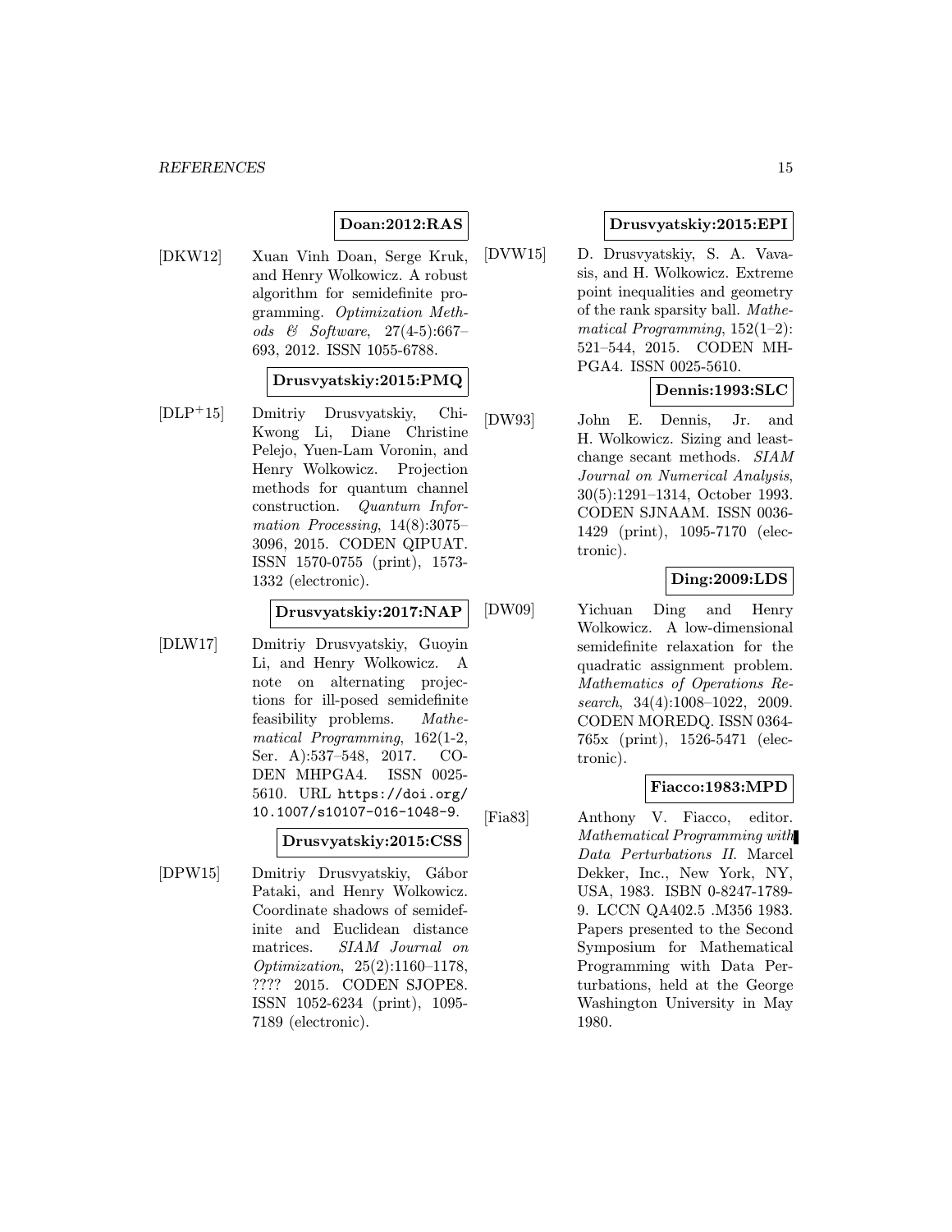**Doan:2012:RAS**

[DKW12] Xuan Vinh Doan, Serge Kruk, and Henry Wolkowicz. A robust algorithm for semidefinite programming. *Optimization Methods & Software*, 27(4-5):667–693, 2012. ISSN 1055-6788.

**Drusvyatskiy:2015:PMQ**

[DLP+15] Dmitriy Drusvyatskiy, Chi-Kwong Li, Diane Christine Pelejo, Yuen-Lam Voronin, and Henry Wolkowicz. Projection methods for quantum channel construction. *Quantum Information Processing*, 14(8):3075–3096, 2015. CODEN QIPUAT. ISSN 1570-0755 (print), 1573-1332 (electronic).

**Drusvyatskiy:2017:NAP**

[DLW17] Dmitriy Drusvyatskiy, Guoyin Li, and Henry Wolkowicz. A note on alternating projections for ill-posed semidefinite feasibility problems. *Mathematical Programming*, 162(1-2, Ser. A):537–548, 2017. CODEN MHPGA4. ISSN 0025-5610. URL https://doi.org/10.1007/s10107-016-1048-9.

**Drusvyatskiy:2015:CSS**

[DPW15] Dmitriy Drusvyatskiy, Gábor Pataki, and Henry Wolkowicz. Coordinate shadows of semidefinite and Euclidean distance matrices. *SIAM Journal on Optimization*, 25(2):1160–1178, ???? 2015. CODEN SJOPE8. ISSN 1052-6234 (print), 1095-7189 (electronic).

**Drusvyatskiy:2015:EPI**

[DVW15] D. Drusvyatskiy, S. A. Vavasis, and H. Wolkowicz. Extreme point inequalities and geometry of the rank sparsity ball. *Mathematical Programming*, 152(1–2):521–544, 2015. CODEN MHPGA4. ISSN 0025-5610.

**Dennis:1993:SLC**

[DW93] John E. Dennis, Jr. and H. Wolkowicz. Sizing and least-change secant methods. *SIAM Journal on Numerical Analysis*, 30(5):1291–1314, October 1993. CODEN SJNAAM. ISSN 0036-1429 (print), 1095-7170 (electronic).

**Ding:2009:LDS**

[DW09] Yichuan Ding and Henry Wolkowicz. A low-dimensional semidefinite relaxation for the quadratic assignment problem. *Mathematics of Operations Research*, 34(4):1008–1022, 2009. CODEN MOREDQ. ISSN 0364-765x (print), 1526-5471 (electronic).

**Fiacco:1983:MPD**

[Fia83] Anthony V. Fiacco, editor. *Mathematical Programming with Data Perturbations II*. Marcel Dekker, Inc., New York, NY, USA, 1983. ISBN 0-8247-1789-9. LCCN QA402.5 .M356 1983. Papers presented to the Second Symposium for Mathematical Programming with Data Perturbations, held at the George Washington University in May 1980.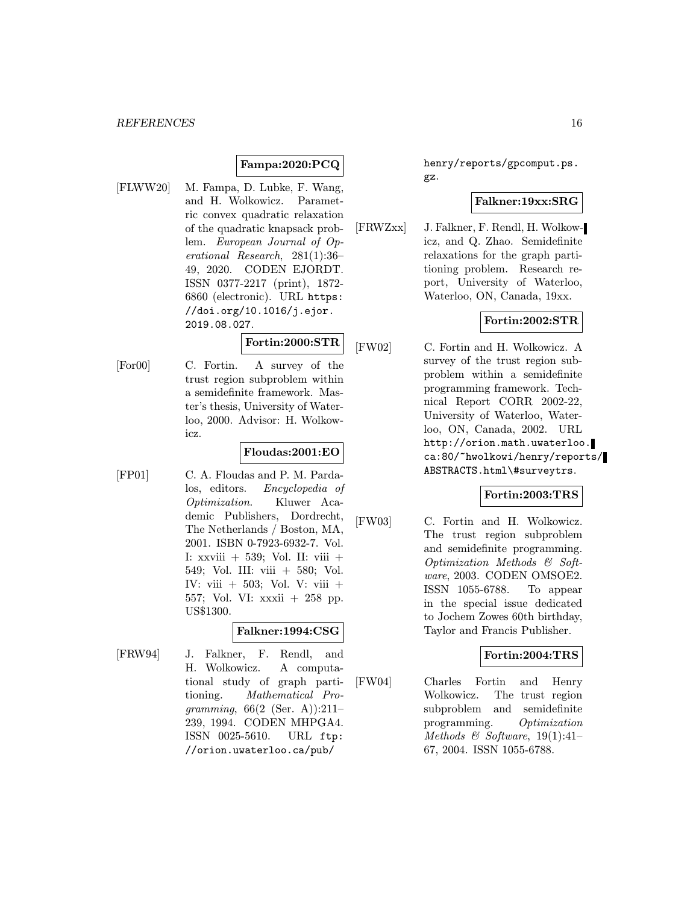**Fampa:2020:PCQ**

[FLWW20] M. Fampa, D. Lubke, F. Wang, and H. Wolkowicz. Parametric convex quadratic relaxation of the quadratic knapsack problem. *European Journal of Operational Research*, 281(1):36–49, 2020. CODEN EJORDT. ISSN 0377-2217 (print), 1872-6860 (electronic). URL `https://doi.org/10.1016/j.ejor.2019.08.027`.

**Fortin:2000:STR**

[For00] C. Fortin. A survey of the trust region subproblem within a semidefinite framework. Master's thesis, University of Waterloo, 2000. Advisor: H. Wolkowicz.

**Floudas:2001:EO**

[FP01] C. A. Floudas and P. M. Pardalos, editors. *Encyclopedia of Optimization*. Kluwer Academic Publishers, Dordrecht, The Netherlands / Boston, MA, 2001. ISBN 0-7923-6932-7. Vol. I: xxviii + 539; Vol. II: viii + 549; Vol. III: viii + 580; Vol. IV: viii + 503; Vol. V: viii + 557; Vol. VI: xxxii + 258 pp. US$1300.

**Falkner:1994:CSG**

[FRW94] J. Falkner, F. Rendl, and H. Wolkowicz. A computational study of graph partitioning. *Mathematical Programming*, 66(2 (Ser. A)):211–239, 1994. CODEN MHPGA4. ISSN 0025-5610. URL `ftp://orion.uwaterloo.ca/pub/henry/reports/gpcomput.ps.gz`.

**Falkner:19xx:SRG**

[FRWZxx] J. Falkner, F. Rendl, H. Wolkowicz, and Q. Zhao. Semidefinite relaxations for the graph partitioning problem. Research report, University of Waterloo, Waterloo, ON, Canada, 19xx.

**Fortin:2002:STR**

[FW02] C. Fortin and H. Wolkowicz. A survey of the trust region subproblem within a semidefinite programming framework. Technical Report CORR 2002-22, University of Waterloo, Waterloo, ON, Canada, 2002. URL `http://orion.math.uwaterloo.ca:80/~hwolkowi/henry/reports/ABSTRACTS.html\#surveytrs`.

**Fortin:2003:TRS**

[FW03] C. Fortin and H. Wolkowicz. The trust region subproblem and semidefinite programming. *Optimization Methods & Software*, 2003. CODEN OMSOE2. ISSN 1055-6788. To appear in the special issue dedicated to Jochem Zowes 60th birthday, Taylor and Francis Publisher.

**Fortin:2004:TRS**

[FW04] Charles Fortin and Henry Wolkowicz. The trust region subproblem and semidefinite programming. *Optimization Methods & Software*, 19(1):41–67, 2004. ISSN 1055-6788.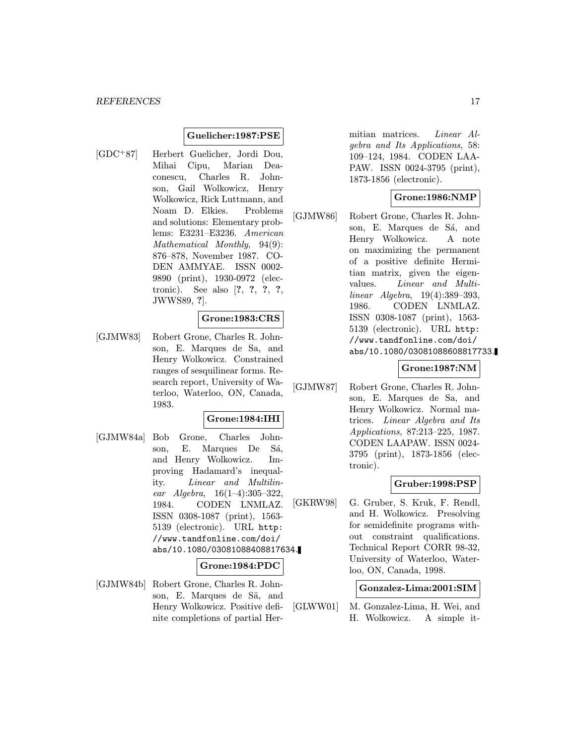**Guelicher:1987:PSE**

[GDC+87] Herbert Guelicher, Jordi Dou, Mihai Cipu, Marian Deaconescu, Charles R. Johnson, Gail Wolkowicz, Henry Wolkowicz, Rick Luttmann, and Noam D. Elkies. Problems and solutions: Elementary problems: E3231–E3236. *American Mathematical Monthly*, 94(9): 876–878, November 1987. CODEN AMMYAE. ISSN 0002-9890 (print), 1930-0972 (electronic). See also [?, ?, ?, ?, JWWS89, ?].

**Grone:1983:CRS**

[GJMW83] Robert Grone, Charles R. Johnson, E. Marques de Sa, and Henry Wolkowicz. Constrained ranges of sesquilinear forms. Research report, University of Waterloo, Waterloo, ON, Canada, 1983.

**Grone:1984:IHI**

[GJMW84a] Bob Grone, Charles Johnson, E. Marques De Sá, and Henry Wolkowicz. Improving Hadamard's inequality. *Linear and Multilinear Algebra*, 16(1–4):305–322, 1984. CODEN LNMLAZ. ISSN 0308-1087 (print), 1563-5139 (electronic). URL http://www.tandfonline.com/doi/abs/10.1080/03081088408817634.

**Grone:1984:PDC**

[GJMW84b] Robert Grone, Charles R. Johnson, E. Marques de Sä, and Henry Wolkowicz. Positive definite completions of partial Hermitian matrices. *Linear Algebra and Its Applications*, 58: 109–124, 1984. CODEN LAAPAW. ISSN 0024-3795 (print), 1873-1856 (electronic).

**Grone:1986:NMP**

[GJMW86] Robert Grone, Charles R. Johnson, E. Marques de Sá, and Henry Wolkowicz. A note on maximizing the permanent of a positive definite Hermitian matrix, given the eigenvalues. *Linear and Multilinear Algebra*, 19(4):389–393, 1986. CODEN LNMLAZ. ISSN 0308-1087 (print), 1563-5139 (electronic). URL http://www.tandfonline.com/doi/abs/10.1080/03081088608817733.

**Grone:1987:NM**

[GJMW87] Robert Grone, Charles R. Johnson, E. Marques de Sa, and Henry Wolkowicz. Normal matrices. *Linear Algebra and Its Applications*, 87:213–225, 1987. CODEN LAAPAW. ISSN 0024-3795 (print), 1873-1856 (electronic).

**Gruber:1998:PSP**

[GKRW98] G. Gruber, S. Kruk, F. Rendl, and H. Wolkowicz. Presolving for semidefinite programs without constraint qualifications. Technical Report CORR 98-32, University of Waterloo, Waterloo, ON, Canada, 1998.

**Gonzalez-Lima:2001:SIM**

[GLWW01] M. Gonzalez-Lima, H. Wei, and H. Wolkowicz. A simple it-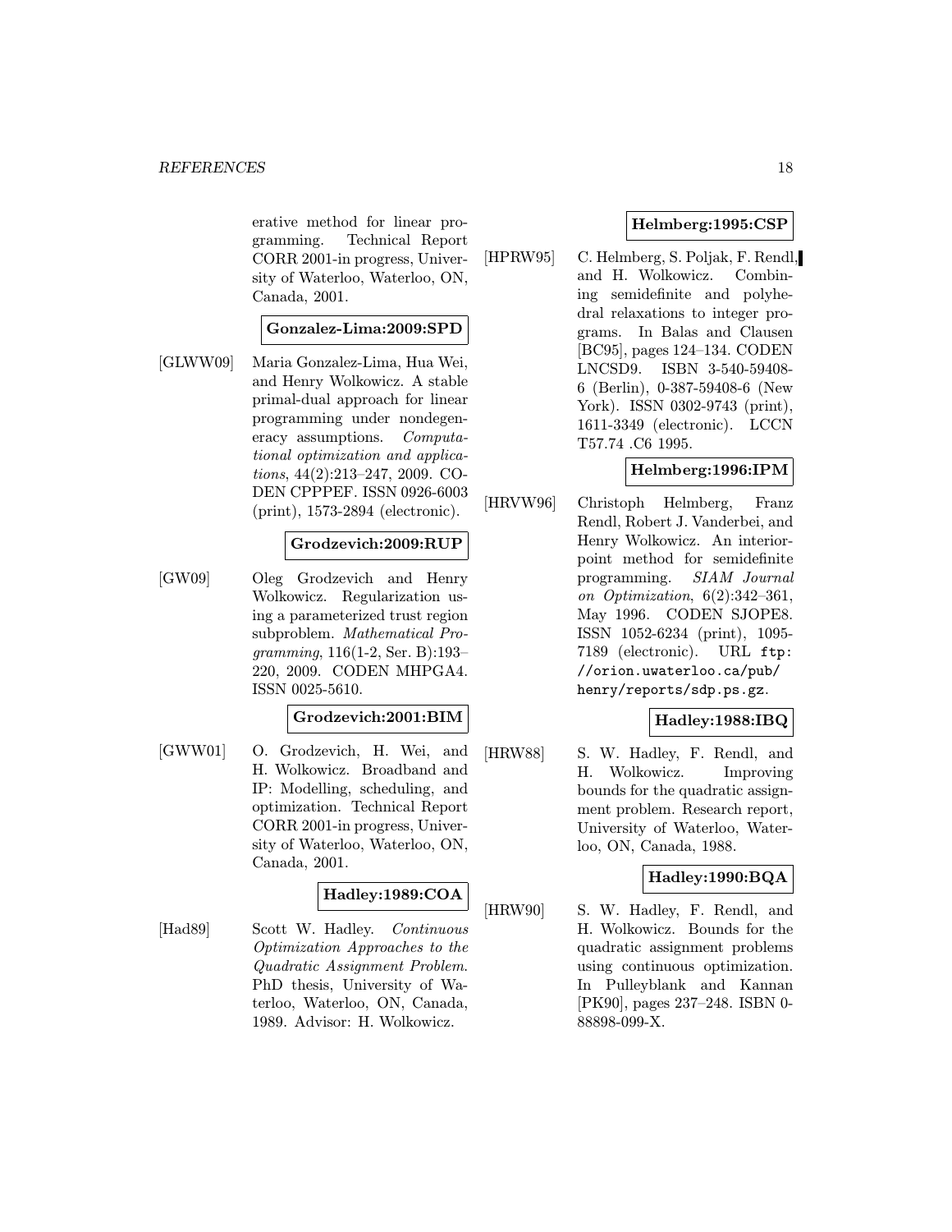erative method for linear programming. Technical Report CORR 2001-in progress, University of Waterloo, Waterloo, ON, Canada, 2001.

**Gonzalez-Lima:2009:SPD**

[GLWW09] Maria Gonzalez-Lima, Hua Wei, and Henry Wolkowicz. A stable primal-dual approach for linear programming under nondegeneracy assumptions. *Computational optimization and applications*, 44(2):213–247, 2009. CODEN CPPPEF. ISSN 0926-6003 (print), 1573-2894 (electronic).

**Grodzevich:2009:RUP**

[GW09] Oleg Grodzevich and Henry Wolkowicz. Regularization using a parameterized trust region subproblem. *Mathematical Programming*, 116(1-2, Ser. B):193–220, 2009. CODEN MHPGA4. ISSN 0025-5610.

**Grodzevich:2001:BIM**

[GWW01] O. Grodzevich, H. Wei, and H. Wolkowicz. Broadband and IP: Modelling, scheduling, and optimization. Technical Report CORR 2001-in progress, University of Waterloo, Waterloo, ON, Canada, 2001.

**Hadley:1989:COA**

[Had89] Scott W. Hadley. *Continuous Optimization Approaches to the Quadratic Assignment Problem*. PhD thesis, University of Waterloo, Waterloo, ON, Canada, 1989. Advisor: H. Wolkowicz.

**Helmberg:1995:CSP**

[HPRW95] C. Helmberg, S. Poljak, F. Rendl, and H. Wolkowicz. Combining semidefinite and polyhedral relaxations to integer programs. In Balas and Clausen [BC95], pages 124–134. CODEN LNCSD9. ISBN 3-540-59408-6 (Berlin), 0-387-59408-6 (New York). ISSN 0302-9743 (print), 1611-3349 (electronic). LCCN T57.74 .C6 1995.

**Helmberg:1996:IPM**

[HRVW96] Christoph Helmberg, Franz Rendl, Robert J. Vanderbei, and Henry Wolkowicz. An interior-point method for semidefinite programming. *SIAM Journal on Optimization*, 6(2):342–361, May 1996. CODEN SJOPE8. ISSN 1052-6234 (print), 1095-7189 (electronic). URL `ftp://orion.uwaterloo.ca/pub/henry/reports/sdp.ps.gz`.

**Hadley:1988:IBQ**

[HRW88] S. W. Hadley, F. Rendl, and H. Wolkowicz. Improving bounds for the quadratic assignment problem. Research report, University of Waterloo, Waterloo, ON, Canada, 1988.

**Hadley:1990:BQA**

[HRW90] S. W. Hadley, F. Rendl, and H. Wolkowicz. Bounds for the quadratic assignment problems using continuous optimization. In Pulleyblank and Kannan [PK90], pages 237–248. ISBN 0-88898-099-X.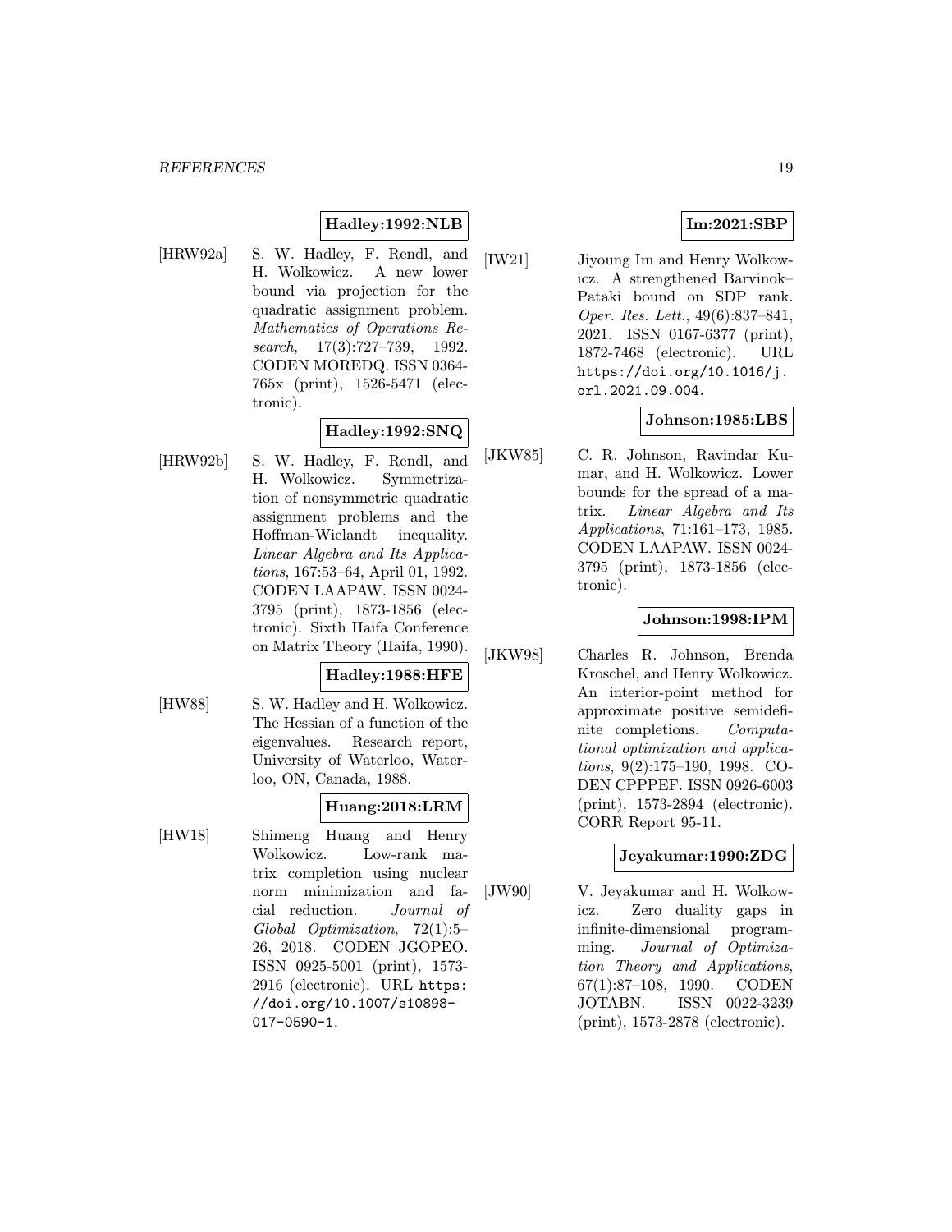**Hadley:1992:NLB**

[HRW92a] S. W. Hadley, F. Rendl, and H. Wolkowicz. A new lower bound via projection for the quadratic assignment problem. *Mathematics of Operations Research*, 17(3):727–739, 1992. CODEN MOREDQ. ISSN 0364-765x (print), 1526-5471 (electronic).

**Hadley:1992:SNQ**

[HRW92b] S. W. Hadley, F. Rendl, and H. Wolkowicz. Symmetrization of nonsymmetric quadratic assignment problems and the Hoffman-Wielandt inequality. *Linear Algebra and Its Applications*, 167:53–64, April 01, 1992. CODEN LAAPAW. ISSN 0024-3795 (print), 1873-1856 (electronic). Sixth Haifa Conference on Matrix Theory (Haifa, 1990).

**Hadley:1988:HFE**

[HW88] S. W. Hadley and H. Wolkowicz. The Hessian of a function of the eigenvalues. Research report, University of Waterloo, Waterloo, ON, Canada, 1988.

**Huang:2018:LRM**

[HW18] Shimeng Huang and Henry Wolkowicz. Low-rank matrix completion using nuclear norm minimization and facial reduction. *Journal of Global Optimization*, 72(1):5–26, 2018. CODEN JGOPEO. ISSN 0925-5001 (print), 1573-2916 (electronic). URL https://doi.org/10.1007/s10898-017-0590-1.

**Im:2021:SBP**

[IW21] Jiyoung Im and Henry Wolkowicz. A strengthened Barvinok–Pataki bound on SDP rank. *Oper. Res. Lett.*, 49(6):837–841, 2021. ISSN 0167-6377 (print), 1872-7468 (electronic). URL https://doi.org/10.1016/j.orl.2021.09.004.

**Johnson:1985:LBS**

[JKW85] C. R. Johnson, Ravindar Kumar, and H. Wolkowicz. Lower bounds for the spread of a matrix. *Linear Algebra and Its Applications*, 71:161–173, 1985. CODEN LAAPAW. ISSN 0024-3795 (print), 1873-1856 (electronic).

**Johnson:1998:IPM**

[JKW98] Charles R. Johnson, Brenda Kroschel, and Henry Wolkowicz. An interior-point method for approximate positive semidefinite completions. *Computational optimization and applications*, 9(2):175–190, 1998. CODEN CPPPEF. ISSN 0926-6003 (print), 1573-2894 (electronic). CORR Report 95-11.

**Jeyakumar:1990:ZDG**

[JW90] V. Jeyakumar and H. Wolkowicz. Zero duality gaps in infinite-dimensional programming. *Journal of Optimization Theory and Applications*, 67(1):87–108, 1990. CODEN JOTABN. ISSN 0022-3239 (print), 1573-2878 (electronic).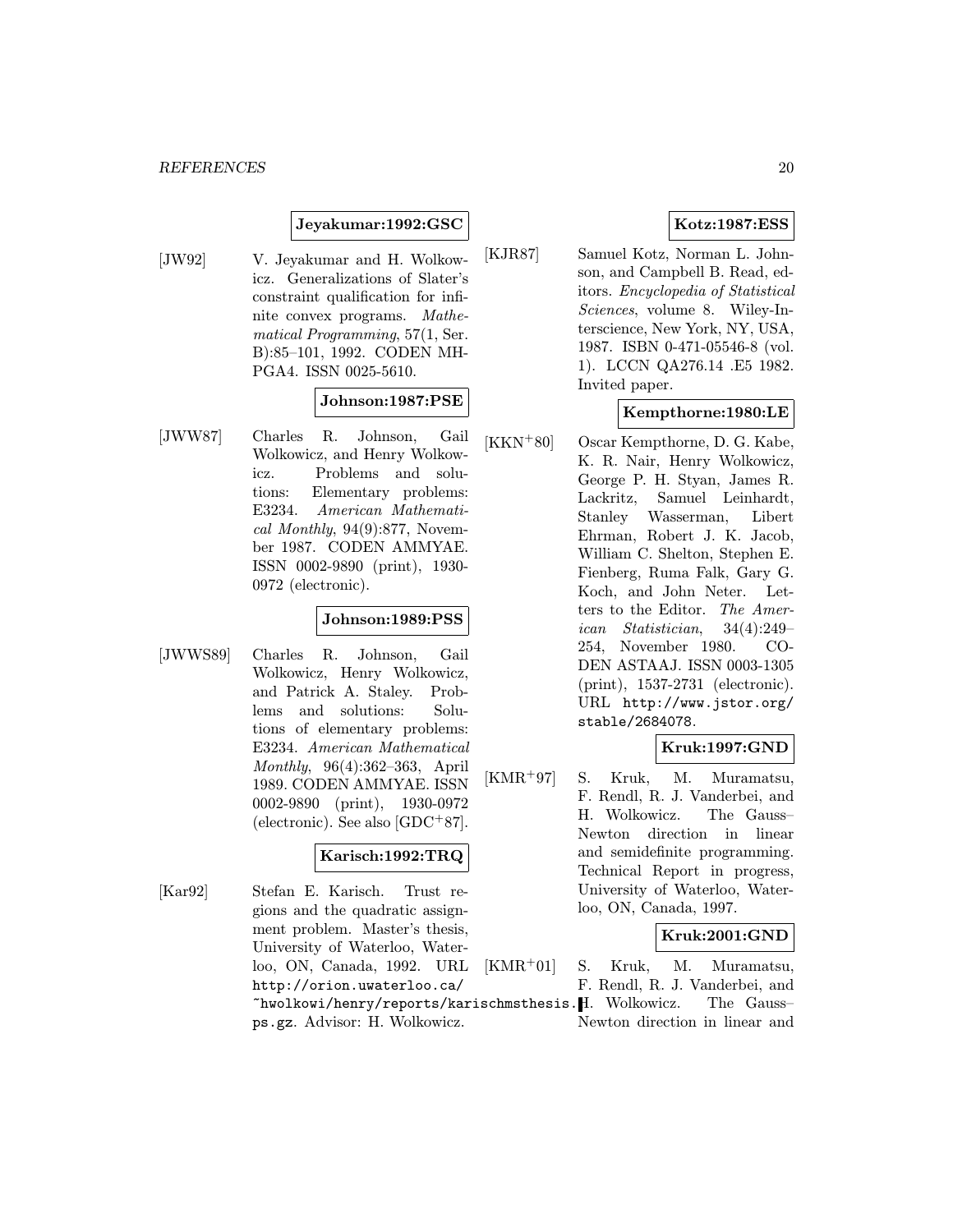**Jeyakumar:1992:GSC**

[JW92] V. Jeyakumar and H. Wolkowicz. Generalizations of Slater's constraint qualification for infinite convex programs. *Mathematical Programming*, 57(1, Ser. B):85–101, 1992. CODEN MHPGA4. ISSN 0025-5610.

**Johnson:1987:PSE**

[JWW87] Charles R. Johnson, Gail Wolkowicz, and Henry Wolkowicz. Problems and solutions: Elementary problems: E3234. *American Mathematical Monthly*, 94(9):877, November 1987. CODEN AMMYAE. ISSN 0002-9890 (print), 1930-0972 (electronic).

**Johnson:1989:PSS**

[JWWS89] Charles R. Johnson, Gail Wolkowicz, Henry Wolkowicz, and Patrick A. Staley. Problems and solutions: Solutions of elementary problems: E3234. *American Mathematical Monthly*, 96(4):362–363, April 1989. CODEN AMMYAE. ISSN 0002-9890 (print), 1930-0972 (electronic). See also [GDC+87].

**Karisch:1992:TRQ**

[Kar92] Stefan E. Karisch. Trust regions and the quadratic assignment problem. Master's thesis, University of Waterloo, Waterloo, ON, Canada, 1992. URL http://orion.uwaterloo.ca/~hwolkowi/henry/reports/karischmsthesis.ps.gz. Advisor: H. Wolkowicz.

**Kotz:1987:ESS**

[KJR87] Samuel Kotz, Norman L. Johnson, and Campbell B. Read, editors. *Encyclopedia of Statistical Sciences*, volume 8. Wiley-Interscience, New York, NY, USA, 1987. ISBN 0-471-05546-8 (vol. 1). LCCN QA276.14 .E5 1982. Invited paper.

**Kempthorne:1980:LE**

[KKN+80] Oscar Kempthorne, D. G. Kabe, K. R. Nair, Henry Wolkowicz, George P. H. Styan, James R. Lackritz, Samuel Leinhardt, Stanley Wasserman, Libert Ehrman, Robert J. K. Jacob, William C. Shelton, Stephen E. Fienberg, Ruma Falk, Gary G. Koch, and John Neter. Letters to the Editor. *The American Statistician*, 34(4):249–254, November 1980. CODEN ASTAAJ. ISSN 0003-1305 (print), 1537-2731 (electronic). URL http://www.jstor.org/stable/2684078.

**Kruk:1997:GND**

[KMR+97] S. Kruk, M. Muramatsu, F. Rendl, R. J. Vanderbei, and H. Wolkowicz. The Gauss–Newton direction in linear and semidefinite programming. Technical Report in progress, University of Waterloo, Waterloo, ON, Canada, 1997.

**Kruk:2001:GND**

[KMR+01] S. Kruk, M. Muramatsu, F. Rendl, R. J. Vanderbei, and H. Wolkowicz. The Gauss–Newton direction in linear and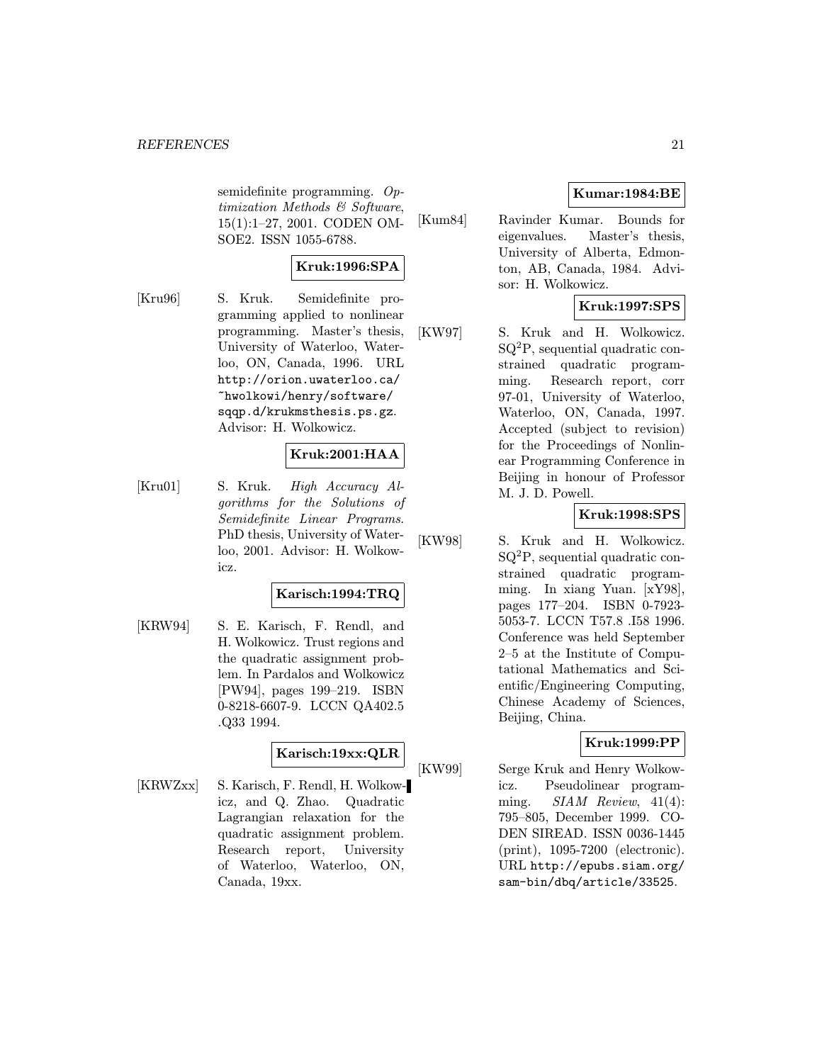semidefinite programming. *Optimization Methods & Software*, 15(1):1–27, 2001. CODEN OMSOE2. ISSN 1055-6788.

**Kruk:1996:SPA**

[Kru96] S. Kruk. Semidefinite programming applied to nonlinear programming. Master's thesis, University of Waterloo, Waterloo, ON, Canada, 1996. URL `http://orion.uwaterloo.ca/~hwolkowi/henry/software/sqqp.d/krukmsthesis.ps.gz`. Advisor: H. Wolkowicz.

**Kruk:2001:HAA**

[Kru01] S. Kruk. *High Accuracy Algorithms for the Solutions of Semidefinite Linear Programs*. PhD thesis, University of Waterloo, 2001. Advisor: H. Wolkowicz.

**Karisch:1994:TRQ**

[KRW94] S. E. Karisch, F. Rendl, and H. Wolkowicz. Trust regions and the quadratic assignment problem. In Pardalos and Wolkowicz [PW94], pages 199–219. ISBN 0-8218-6607-9. LCCN QA402.5 .Q33 1994.

**Karisch:19xx:QLR**

[KRWZxx] S. Karisch, F. Rendl, H. Wolkowicz, and Q. Zhao. Quadratic Lagrangian relaxation for the quadratic assignment problem. Research report, University of Waterloo, Waterloo, ON, Canada, 19xx.

**Kumar:1984:BE**

[Kum84] Ravinder Kumar. Bounds for eigenvalues. Master's thesis, University of Alberta, Edmonton, AB, Canada, 1984. Advisor: H. Wolkowicz.

**Kruk:1997:SPS**

[KW97] S. Kruk and H. Wolkowicz. $SQ^2P$, sequential quadratic constrained quadratic programming. Research report, corr 97-01, University of Waterloo, Waterloo, ON, Canada, 1997. Accepted (subject to revision) for the Proceedings of Nonlinear Programming Conference in Beijing in honour of Professor M. J. D. Powell.

**Kruk:1998:SPS**

[KW98] S. Kruk and H. Wolkowicz. $SQ^2P$, sequential quadratic constrained quadratic programming. In xiang Yuan. [xY98], pages 177–204. ISBN 0-7923-5053-7. LCCN T57.8 .I58 1996. Conference was held September 2–5 at the Institute of Computational Mathematics and Scientific/Engineering Computing, Chinese Academy of Sciences, Beijing, China.

**Kruk:1999:PP**

[KW99] Serge Kruk and Henry Wolkowicz. Pseudolinear programming. *SIAM Review*, 41(4): 795–805, December 1999. CODEN SIREAD. ISSN 0036-1445 (print), 1095-7200 (electronic). URL `http://epubs.siam.org/sam-bin/dbq/article/33525`.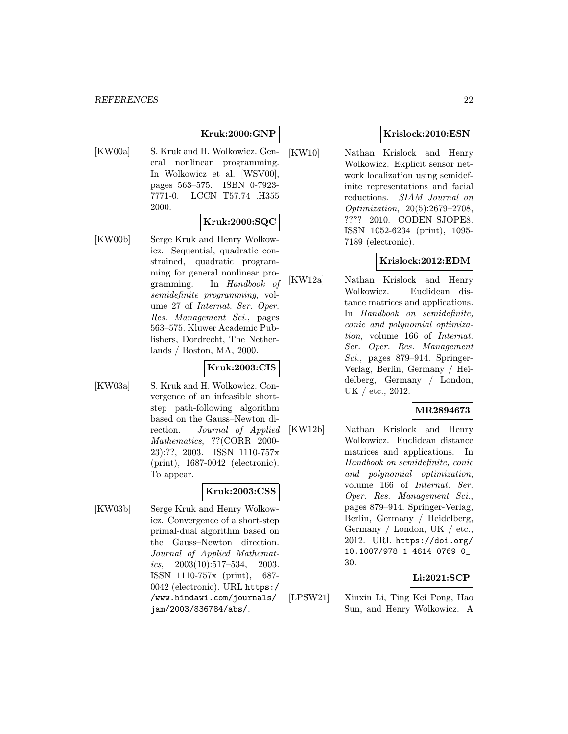**Kruk:2000:GNP**

[KW00a] S. Kruk and H. Wolkowicz. General nonlinear programming. In Wolkowicz et al. [WSV00], pages 563–575. ISBN 0-7923-7771-0. LCCN T57.74 .H355 2000.

**Kruk:2000:SQC**

[KW00b] Serge Kruk and Henry Wolkowicz. Sequential, quadratic constrained, quadratic programming for general nonlinear programming. In *Handbook of semidefinite programming*, volume 27 of *Internat. Ser. Oper. Res. Management Sci.*, pages 563–575. Kluwer Academic Publishers, Dordrecht, The Netherlands / Boston, MA, 2000.

**Kruk:2003:CIS**

[KW03a] S. Kruk and H. Wolkowicz. Convergence of an infeasible short-step path-following algorithm based on the Gauss–Newton direction. *Journal of Applied Mathematics*, ??(CORR 2000-23):??, 2003. ISSN 1110-757x (print), 1687-0042 (electronic). To appear.

**Kruk:2003:CSS**

[KW03b] Serge Kruk and Henry Wolkowicz. Convergence of a short-step primal-dual algorithm based on the Gauss–Newton direction. *Journal of Applied Mathematics*, 2003(10):517–534, 2003. ISSN 1110-757x (print), 1687-0042 (electronic). URL https://www.hindawi.com/journals/jam/2003/836784/abs/.

**Krislock:2010:ESN**

[KW10] Nathan Krislock and Henry Wolkowicz. Explicit sensor network localization using semidefinite representations and facial reductions. *SIAM Journal on Optimization*, 20(5):2679–2708, ???? 2010. CODEN SJOPE8. ISSN 1052-6234 (print), 1095-7189 (electronic).

**Krislock:2012:EDM**

[KW12a] Nathan Krislock and Henry Wolkowicz. Euclidean distance matrices and applications. In *Handbook on semidefinite, conic and polynomial optimization*, volume 166 of *Internat. Ser. Oper. Res. Management Sci.*, pages 879–914. Springer-Verlag, Berlin, Germany / Heidelberg, Germany / London, UK / etc., 2012.

**MR2894673**

[KW12b] Nathan Krislock and Henry Wolkowicz. Euclidean distance matrices and applications. In *Handbook on semidefinite, conic and polynomial optimization*, volume 166 of *Internat. Ser. Oper. Res. Management Sci.*, pages 879–914. Springer-Verlag, Berlin, Germany / Heidelberg, Germany / London, UK / etc., 2012. URL https://doi.org/10.1007/978-1-4614-0769-0_30.

**Li:2021:SCP**

[LPSW21] Xinxin Li, Ting Kei Pong, Hao Sun, and Henry Wolkowicz. A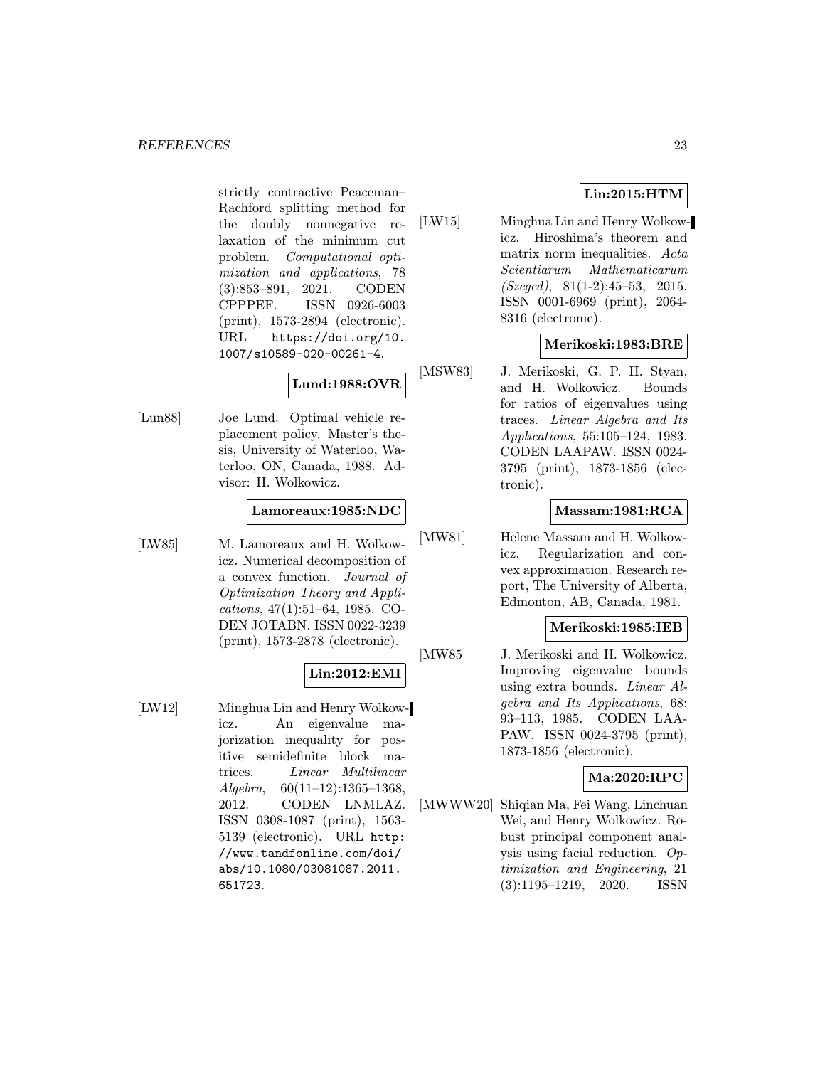strictly contractive Peaceman–Rachford splitting method for the doubly nonnegative relaxation of the minimum cut problem. *Computational optimization and applications*, 78 (3):853–891, 2021. CODEN CPPPEF. ISSN 0926-6003 (print), 1573-2894 (electronic). URL https://doi.org/10.1007/s10589-020-00261-4.

**Lund:1988:OVR**

[Lun88] Joe Lund. Optimal vehicle replacement policy. Master's thesis, University of Waterloo, Waterloo, ON, Canada, 1988. Advisor: H. Wolkowicz.

**Lamoreaux:1985:NDC**

[LW85] M. Lamoreaux and H. Wolkowicz. Numerical decomposition of a convex function. *Journal of Optimization Theory and Applications*, 47(1):51–64, 1985. CODEN JOTABN. ISSN 0022-3239 (print), 1573-2878 (electronic).

**Lin:2012:EMI**

[LW12] Minghua Lin and Henry Wolkowicz. An eigenvalue majorization inequality for positive semidefinite block matrices. *Linear Multilinear Algebra*, 60(11–12):1365–1368, 2012. CODEN LNMLAZ. ISSN 0308-1087 (print), 1563-5139 (electronic). URL http://www.tandfonline.com/doi/abs/10.1080/03081087.2011.651723.

**Lin:2015:HTM**

[LW15] Minghua Lin and Henry Wolkowicz. Hiroshima's theorem and matrix norm inequalities. *Acta Scientiarum Mathematicarum (Szeged)*, 81(1-2):45–53, 2015. ISSN 0001-6969 (print), 2064-8316 (electronic).

**Merikoski:1983:BRE**

[MSW83] J. Merikoski, G. P. H. Styan, and H. Wolkowicz. Bounds for ratios of eigenvalues using traces. *Linear Algebra and Its Applications*, 55:105–124, 1983. CODEN LAAPAW. ISSN 0024-3795 (print), 1873-1856 (electronic).

**Massam:1981:RCA**

[MW81] Helene Massam and H. Wolkowicz. Regularization and convex approximation. Research report, The University of Alberta, Edmonton, AB, Canada, 1981.

**Merikoski:1985:IEB**

[MW85] J. Merikoski and H. Wolkowicz. Improving eigenvalue bounds using extra bounds. *Linear Algebra and Its Applications*, 68: 93–113, 1985. CODEN LAAPAW. ISSN 0024-3795 (print), 1873-1856 (electronic).

**Ma:2020:RPC**

[MWWW20] Shiqian Ma, Fei Wang, Linchuan Wei, and Henry Wolkowicz. Robust principal component analysis using facial reduction. *Optimization and Engineering*, 21 (3):1195–1219, 2020. ISSN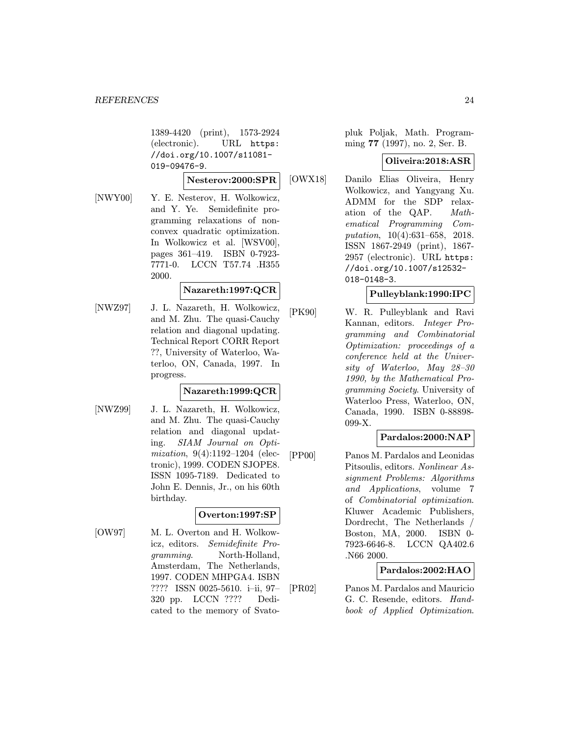1389-4420 (print), 1573-2924 (electronic). URL https://doi.org/10.1007/s11081-019-09476-9.

**Nesterov:2000:SPR**

[NWY00] Y. E. Nesterov, H. Wolkowicz, and Y. Ye. Semidefinite programming relaxations of nonconvex quadratic optimization. In Wolkowicz et al. [WSV00], pages 361–419. ISBN 0-7923-7771-0. LCCN T57.74 .H355 2000.

**Nazareth:1997:QCR**

[NWZ97] J. L. Nazareth, H. Wolkowicz, and M. Zhu. The quasi-Cauchy relation and diagonal updating. Technical Report CORR Report ??, University of Waterloo, Waterloo, ON, Canada, 1997. In progress.

**Nazareth:1999:QCR**

[NWZ99] J. L. Nazareth, H. Wolkowicz, and M. Zhu. The quasi-Cauchy relation and diagonal updating. *SIAM Journal on Optimization*, 9(4):1192–1204 (electronic), 1999. CODEN SJOPE8. ISSN 1095-7189. Dedicated to John E. Dennis, Jr., on his 60th birthday.

**Overton:1997:SP**

[OW97] M. L. Overton and H. Wolkowicz, editors. *Semidefinite Programming*. North-Holland, Amsterdam, The Netherlands, 1997. CODEN MHPGA4. ISBN ???? ISSN 0025-5610. i–ii, 97–320 pp. LCCN ???? Dedicated to the memory of Svatopluk Poljak, Math. Programming **77** (1997), no. 2, Ser. B.

**Oliveira:2018:ASR**

[OWX18] Danilo Elias Oliveira, Henry Wolkowicz, and Yangyang Xu. ADMM for the SDP relaxation of the QAP. *Mathematical Programming Computation*, 10(4):631–658, 2018. ISSN 1867-2949 (print), 1867-2957 (electronic). URL https://doi.org/10.1007/s12532-018-0148-3.

**Pulleyblank:1990:IPC**

[PK90] W. R. Pulleyblank and Ravi Kannan, editors. *Integer Programming and Combinatorial Optimization: proceedings of a conference held at the University of Waterloo, May 28–30 1990, by the Mathematical Programming Society*. University of Waterloo Press, Waterloo, ON, Canada, 1990. ISBN 0-88898-099-X.

**Pardalos:2000:NAP**

[PP00] Panos M. Pardalos and Leonidas Pitsoulis, editors. *Nonlinear Assignment Problems: Algorithms and Applications*, volume 7 of *Combinatorial optimization*. Kluwer Academic Publishers, Dordrecht, The Netherlands / Boston, MA, 2000. ISBN 0-7923-6646-8. LCCN QA402.6 .N66 2000.

**Pardalos:2002:HAO**

[PR02] Panos M. Pardalos and Mauricio G. C. Resende, editors. *Handbook of Applied Optimization*.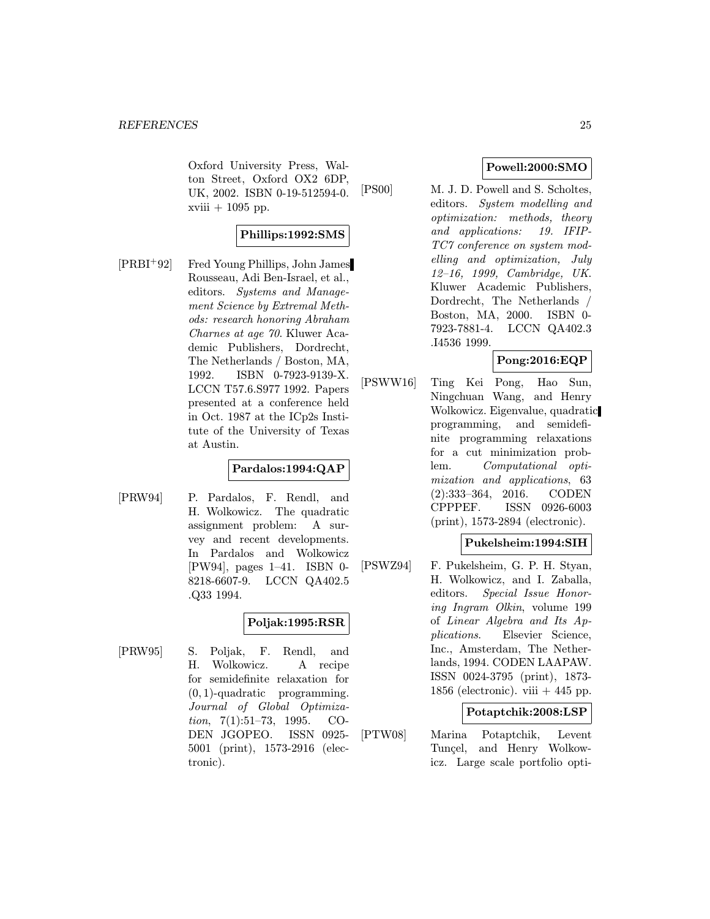Oxford University Press, Walton Street, Oxford OX2 6DP, UK, 2002. ISBN 0-19-512594-0. xviii + 1095 pp.

**Phillips:1992:SMS**

[PRBI+92] Fred Young Phillips, John James Rousseau, Adi Ben-Israel, et al., editors. *Systems and Management Science by Extremal Methods: research honoring Abraham Charnes at age 70*. Kluwer Academic Publishers, Dordrecht, The Netherlands / Boston, MA, 1992. ISBN 0-7923-9139-X. LCCN T57.6.S977 1992. Papers presented at a conference held in Oct. 1987 at the ICp2s Institute of the University of Texas at Austin.

**Pardalos:1994:QAP**

[PRW94] P. Pardalos, F. Rendl, and H. Wolkowicz. The quadratic assignment problem: A survey and recent developments. In Pardalos and Wolkowicz [PW94], pages 1–41. ISBN 0-8218-6607-9. LCCN QA402.5 .Q33 1994.

**Poljak:1995:RSR**

[PRW95] S. Poljak, F. Rendl, and H. Wolkowicz. A recipe for semidefinite relaxation for $(0,1)$-quadratic programming. *Journal of Global Optimization*, 7(1):51–73, 1995. CODEN JGOPEO. ISSN 0925-5001 (print), 1573-2916 (electronic).

**Powell:2000:SMO**

[PS00] M. J. D. Powell and S. Scholtes, editors. *System modelling and optimization: methods, theory and applications: 19. IFIP-TC7 conference on system modelling and optimization, July 12–16, 1999, Cambridge, UK*. Kluwer Academic Publishers, Dordrecht, The Netherlands / Boston, MA, 2000. ISBN 0-7923-7881-4. LCCN QA402.3 .I4536 1999.

**Pong:2016:EQP**

[PSWW16] Ting Kei Pong, Hao Sun, Ningchuan Wang, and Henry Wolkowicz. Eigenvalue, quadratic programming, and semidefinite programming relaxations for a cut minimization problem. *Computational optimization and applications*, 63 (2):333–364, 2016. CODEN CPPPEF. ISSN 0926-6003 (print), 1573-2894 (electronic).

**Pukelsheim:1994:SIH**

[PSWZ94] F. Pukelsheim, G. P. H. Styan, H. Wolkowicz, and I. Zaballa, editors. *Special Issue Honoring Ingram Olkin*, volume 199 of *Linear Algebra and Its Applications*. Elsevier Science, Inc., Amsterdam, The Netherlands, 1994. CODEN LAAPAW. ISSN 0024-3795 (print), 1873-1856 (electronic). viii + 445 pp.

**Potaptchik:2008:LSP**

[PTW08] Marina Potaptchik, Levent Tunçel, and Henry Wolkowicz. Large scale portfolio opti-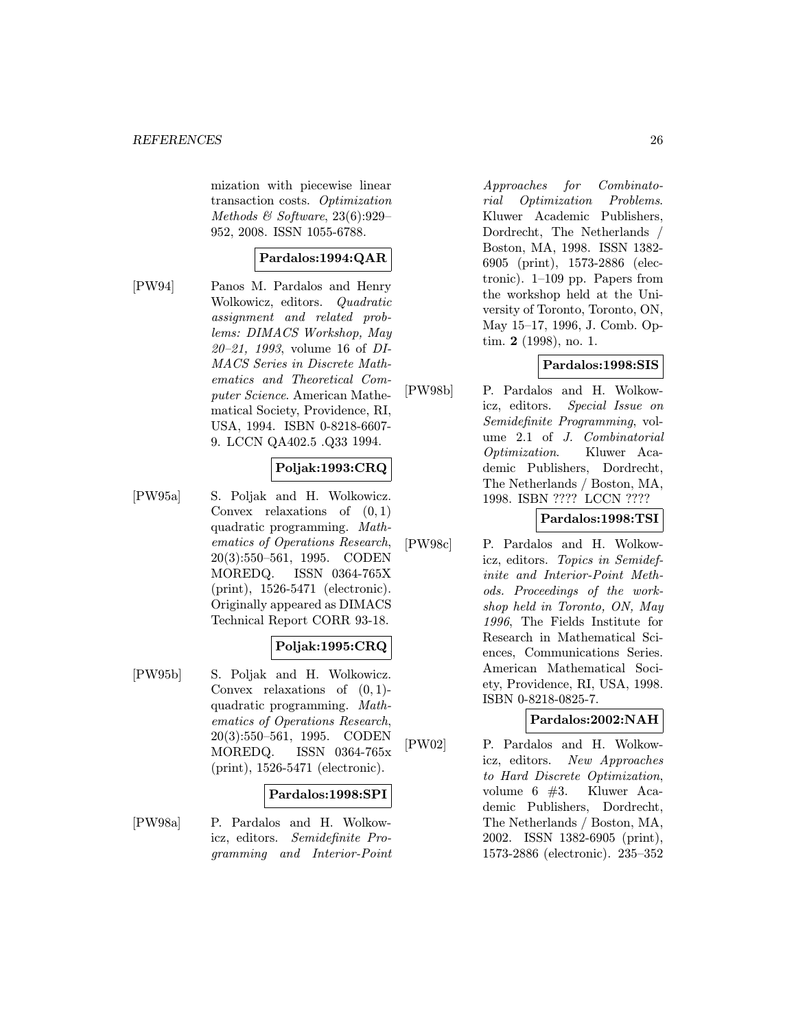mization with piecewise linear transaction costs. *Optimization Methods & Software*, 23(6):929–952, 2008. ISSN 1055-6788.

**Pardalos:1994:QAR**

[PW94] Panos M. Pardalos and Henry Wolkowicz, editors. *Quadratic assignment and related problems: DIMACS Workshop, May 20–21, 1993*, volume 16 of *DIMACS Series in Discrete Mathematics and Theoretical Computer Science*. American Mathematical Society, Providence, RI, USA, 1994. ISBN 0-8218-6607-9. LCCN QA402.5 .Q33 1994.

**Poljak:1993:CRQ**

[PW95a] S. Poljak and H. Wolkowicz. Convex relaxations of $(0,1)$ quadratic programming. *Mathematics of Operations Research*, 20(3):550–561, 1995. CODEN MOREDQ. ISSN 0364-765X (print), 1526-5471 (electronic). Originally appeared as DIMACS Technical Report CORR 93-18.

**Poljak:1995:CRQ**

[PW95b] S. Poljak and H. Wolkowicz. Convex relaxations of $(0,1)$-quadratic programming. *Mathematics of Operations Research*, 20(3):550–561, 1995. CODEN MOREDQ. ISSN 0364-765x (print), 1526-5471 (electronic).

**Pardalos:1998:SPI**

[PW98a] P. Pardalos and H. Wolkowicz, editors. *Semidefinite Programming and Interior-Point Approaches for Combinatorial Optimization Problems*. Kluwer Academic Publishers, Dordrecht, The Netherlands / Boston, MA, 1998. ISSN 1382-6905 (print), 1573-2886 (electronic). 1–109 pp. Papers from the workshop held at the University of Toronto, Toronto, ON, May 15–17, 1996, J. Comb. Optim. **2** (1998), no. 1.

**Pardalos:1998:SIS**

[PW98b] P. Pardalos and H. Wolkowicz, editors. *Special Issue on Semidefinite Programming*, volume 2.1 of *J. Combinatorial Optimization*. Kluwer Academic Publishers, Dordrecht, The Netherlands / Boston, MA, 1998. ISBN ???? LCCN ????

**Pardalos:1998:TSI**

[PW98c] P. Pardalos and H. Wolkowicz, editors. *Topics in Semidefinite and Interior-Point Methods. Proceedings of the workshop held in Toronto, ON, May 1996*, The Fields Institute for Research in Mathematical Sciences, Communications Series. American Mathematical Society, Providence, RI, USA, 1998. ISBN 0-8218-0825-7.

**Pardalos:2002:NAH**

[PW02] P. Pardalos and H. Wolkowicz, editors. *New Approaches to Hard Discrete Optimization*, volume 6 #3. Kluwer Academic Publishers, Dordrecht, The Netherlands / Boston, MA, 2002. ISSN 1382-6905 (print), 1573-2886 (electronic). 235–352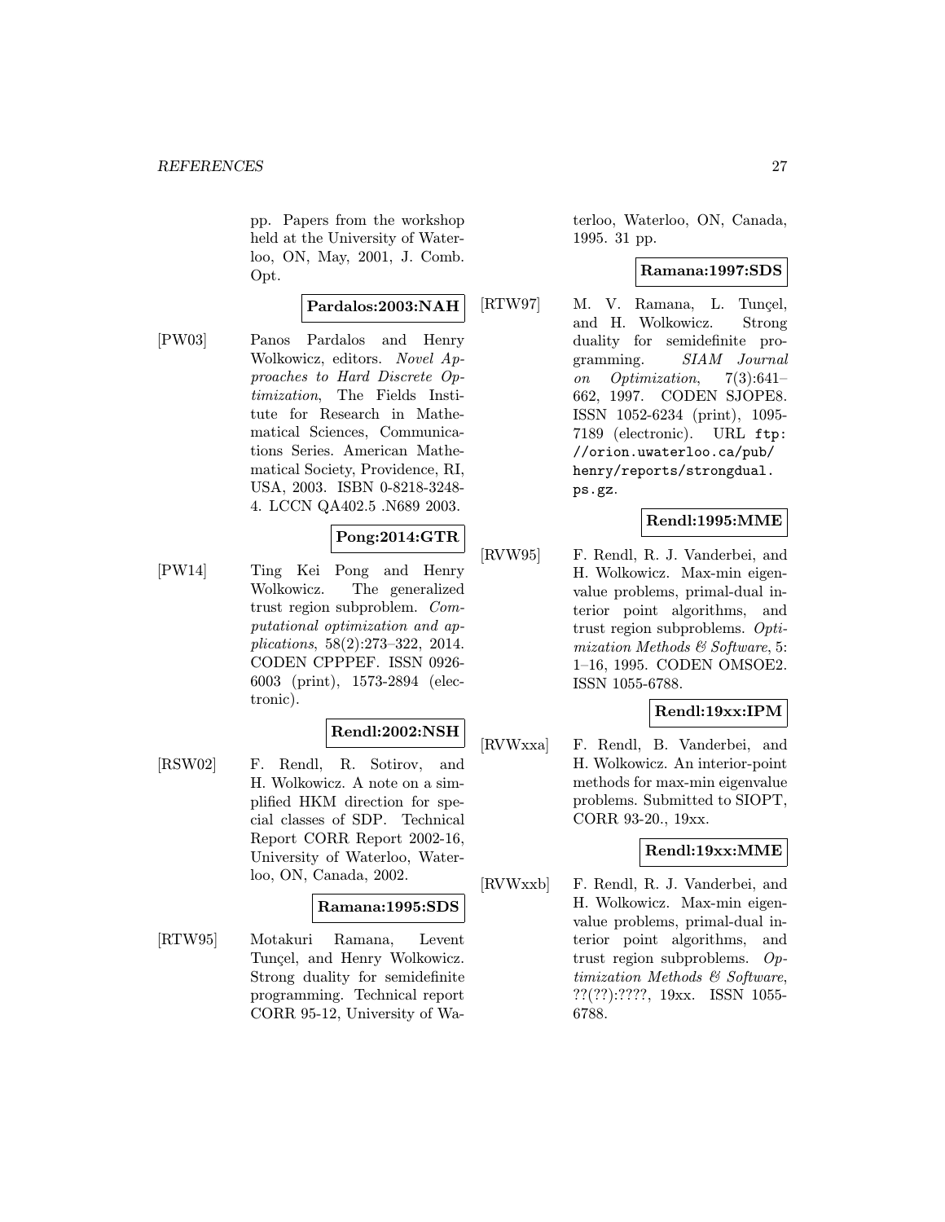pp. Papers from the workshop held at the University of Waterloo, ON, May, 2001, J. Comb. Opt.

**Pardalos:2003:NAH**

[PW03] Panos Pardalos and Henry Wolkowicz, editors. *Novel Approaches to Hard Discrete Optimization*, The Fields Institute for Research in Mathematical Sciences, Communications Series. American Mathematical Society, Providence, RI, USA, 2003. ISBN 0-8218-3248-4. LCCN QA402.5 .N689 2003.

**Pong:2014:GTR**

[PW14] Ting Kei Pong and Henry Wolkowicz. The generalized trust region subproblem. *Computational optimization and applications*, 58(2):273–322, 2014. CODEN CPPPEF. ISSN 0926-6003 (print), 1573-2894 (electronic).

**Rendl:2002:NSH**

[RSW02] F. Rendl, R. Sotirov, and H. Wolkowicz. A note on a simplified HKM direction for special classes of SDP. Technical Report CORR Report 2002-16, University of Waterloo, Waterloo, ON, Canada, 2002.

**Ramana:1995:SDS**

[RTW95] Motakuri Ramana, Levent Tunçel, and Henry Wolkowicz. Strong duality for semidefinite programming. Technical report CORR 95-12, University of Waterloo, Waterloo, ON, Canada, 1995. 31 pp.

**Ramana:1997:SDS**

[RTW97] M. V. Ramana, L. Tunçel, and H. Wolkowicz. Strong duality for semidefinite programming. *SIAM Journal on Optimization*, 7(3):641–662, 1997. CODEN SJOPE8. ISSN 1052-6234 (print), 1095-7189 (electronic). URL `ftp://orion.uwaterloo.ca/pub/henry/reports/strongdual.ps.gz`.

**Rendl:1995:MME**

[RVW95] F. Rendl, R. J. Vanderbei, and H. Wolkowicz. Max-min eigenvalue problems, primal-dual interior point algorithms, and trust region subproblems. *Optimization Methods & Software*, 5: 1–16, 1995. CODEN OMSOE2. ISSN 1055-6788.

**Rendl:19xx:IPM**

[RVWxxa] F. Rendl, B. Vanderbei, and H. Wolkowicz. An interior-point methods for max-min eigenvalue problems. Submitted to SIOPT, CORR 93-20., 19xx.

**Rendl:19xx:MME**

[RVWxxb] F. Rendl, R. J. Vanderbei, and H. Wolkowicz. Max-min eigenvalue problems, primal-dual interior point algorithms, and trust region subproblems. *Optimization Methods & Software*, ??(??):????, 19xx. ISSN 1055-6788.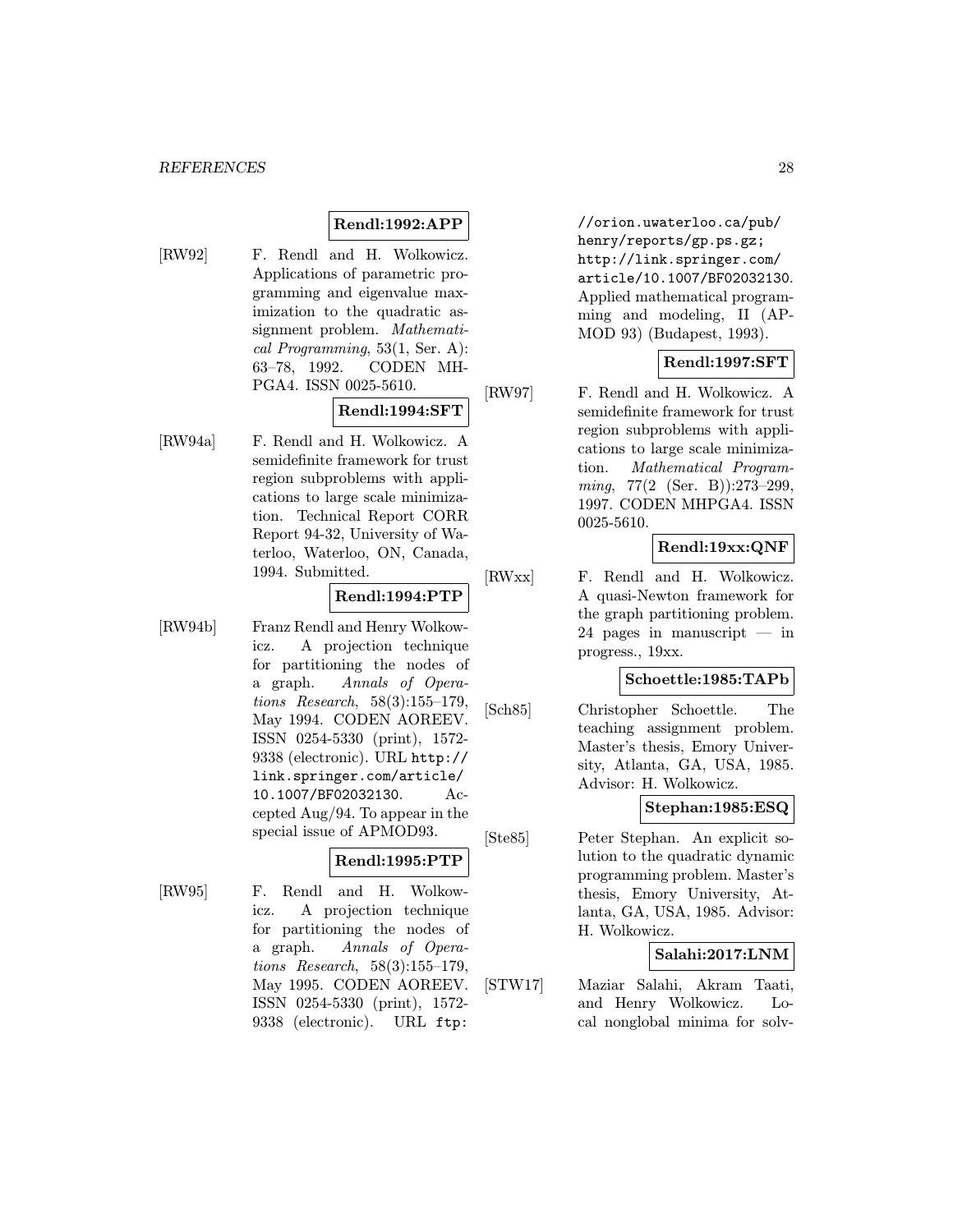**Rendl:1992:APP**

[RW92] F. Rendl and H. Wolkowicz. Applications of parametric programming and eigenvalue maximization to the quadratic assignment problem. *Mathematical Programming*, 53(1, Ser. A): 63–78, 1992. CODEN MHPGA4. ISSN 0025-5610.

**Rendl:1994:SFT**

[RW94a] F. Rendl and H. Wolkowicz. A semidefinite framework for trust region subproblems with applications to large scale minimization. Technical Report CORR Report 94-32, University of Waterloo, Waterloo, ON, Canada, 1994. Submitted.

**Rendl:1994:PTP**

[RW94b] Franz Rendl and Henry Wolkowicz. A projection technique for partitioning the nodes of a graph. *Annals of Operations Research*, 58(3):155–179, May 1994. CODEN AOREEV. ISSN 0254-5330 (print), 1572-9338 (electronic). URL `http://link.springer.com/article/10.1007/BF02032130`. Accepted Aug/94. To appear in the special issue of APMOD93.

**Rendl:1995:PTP**

[RW95] F. Rendl and H. Wolkowicz. A projection technique for partitioning the nodes of a graph. *Annals of Operations Research*, 58(3):155–179, May 1995. CODEN AOREEV. ISSN 0254-5330 (print), 1572-9338 (electronic). URL `ftp://orion.uwaterloo.ca/pub/henry/reports/gp.ps.gz; http://link.springer.com/article/10.1007/BF02032130`. Applied mathematical programming and modeling, II (APMOD 93) (Budapest, 1993).

**Rendl:1997:SFT**

[RW97] F. Rendl and H. Wolkowicz. A semidefinite framework for trust region subproblems with applications to large scale minimization. *Mathematical Programming*, 77(2 (Ser. B)):273–299, 1997. CODEN MHPGA4. ISSN 0025-5610.

**Rendl:19xx:QNF**

[RWxx] F. Rendl and H. Wolkowicz. A quasi-Newton framework for the graph partitioning problem. 24 pages in manuscript — in progress., 19xx.

**Schoettle:1985:TAPb**

[Sch85] Christopher Schoettle. The teaching assignment problem. Master's thesis, Emory University, Atlanta, GA, USA, 1985. Advisor: H. Wolkowicz.

**Stephan:1985:ESQ**

[Ste85] Peter Stephan. An explicit solution to the quadratic dynamic programming problem. Master's thesis, Emory University, Atlanta, GA, USA, 1985. Advisor: H. Wolkowicz.

**Salahi:2017:LNM**

[STW17] Maziar Salahi, Akram Taati, and Henry Wolkowicz. Local nonglobal minima for solv-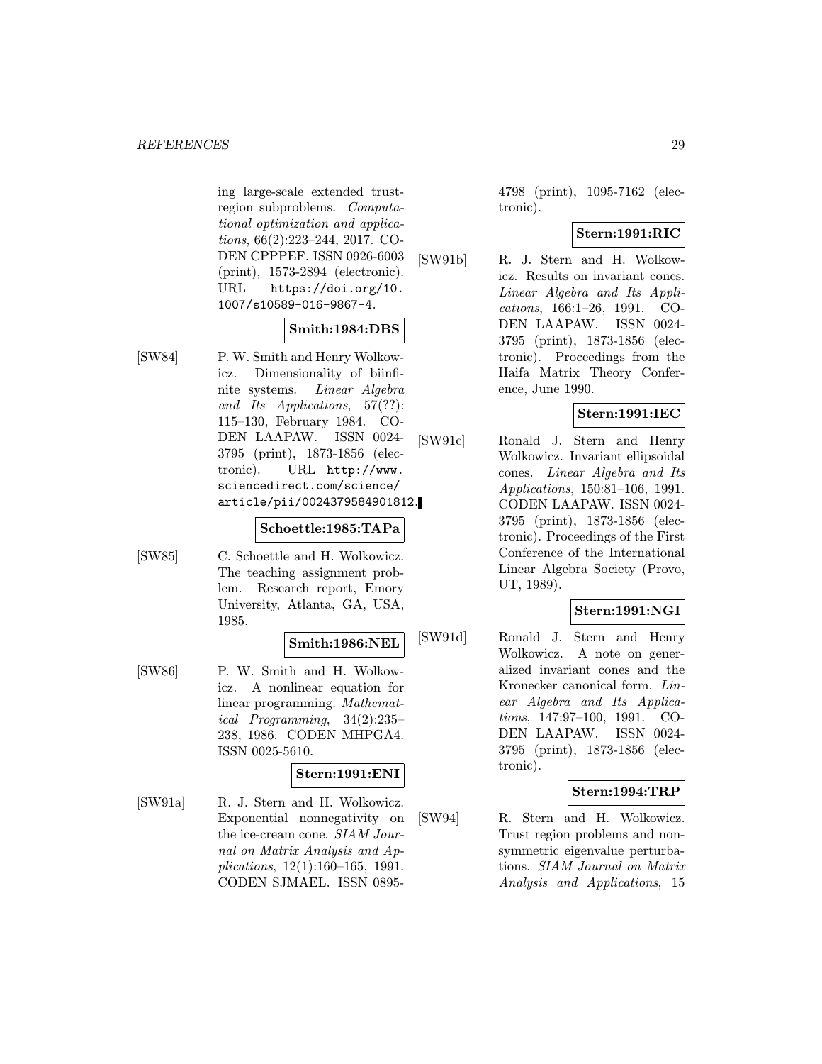ing large-scale extended trust-region subproblems. *Computational optimization and applications*, 66(2):223–244, 2017. CODEN CPPPEF. ISSN 0926-6003 (print), 1573-2894 (electronic). URL https://doi.org/10.1007/s10589-016-9867-4.

**Smith:1984:DBS**

[SW84] P. W. Smith and Henry Wolkowicz. Dimensionality of biinfinite systems. *Linear Algebra and Its Applications*, 57(??): 115–130, February 1984. CODEN LAAPAW. ISSN 0024-3795 (print), 1873-1856 (electronic). URL http://www.sciencedirect.com/science/article/pii/0024379584901812.

**Schoettle:1985:TAPa**

[SW85] C. Schoettle and H. Wolkowicz. The teaching assignment problem. Research report, Emory University, Atlanta, GA, USA, 1985.

**Smith:1986:NEL**

[SW86] P. W. Smith and H. Wolkowicz. A nonlinear equation for linear programming. *Mathematical Programming*, 34(2):235–238, 1986. CODEN MHPGA4. ISSN 0025-5610.

**Stern:1991:ENI**

[SW91a] R. J. Stern and H. Wolkowicz. Exponential nonnegativity on the ice-cream cone. *SIAM Journal on Matrix Analysis and Applications*, 12(1):160–165, 1991. CODEN SJMAEL. ISSN 0895-4798 (print), 1095-7162 (electronic).

**Stern:1991:RIC**

[SW91b] R. J. Stern and H. Wolkowicz. Results on invariant cones. *Linear Algebra and Its Applications*, 166:1–26, 1991. CODEN LAAPAW. ISSN 0024-3795 (print), 1873-1856 (electronic). Proceedings from the Haifa Matrix Theory Conference, June 1990.

**Stern:1991:IEC**

[SW91c] Ronald J. Stern and Henry Wolkowicz. Invariant ellipsoidal cones. *Linear Algebra and Its Applications*, 150:81–106, 1991. CODEN LAAPAW. ISSN 0024-3795 (print), 1873-1856 (electronic). Proceedings of the First Conference of the International Linear Algebra Society (Provo, UT, 1989).

**Stern:1991:NGI**

[SW91d] Ronald J. Stern and Henry Wolkowicz. A note on generalized invariant cones and the Kronecker canonical form. *Linear Algebra and Its Applications*, 147:97–100, 1991. CODEN LAAPAW. ISSN 0024-3795 (print), 1873-1856 (electronic).

**Stern:1994:TRP**

[SW94] R. Stern and H. Wolkowicz. Trust region problems and nonsymmetric eigenvalue perturbations. *SIAM Journal on Matrix Analysis and Applications*, 15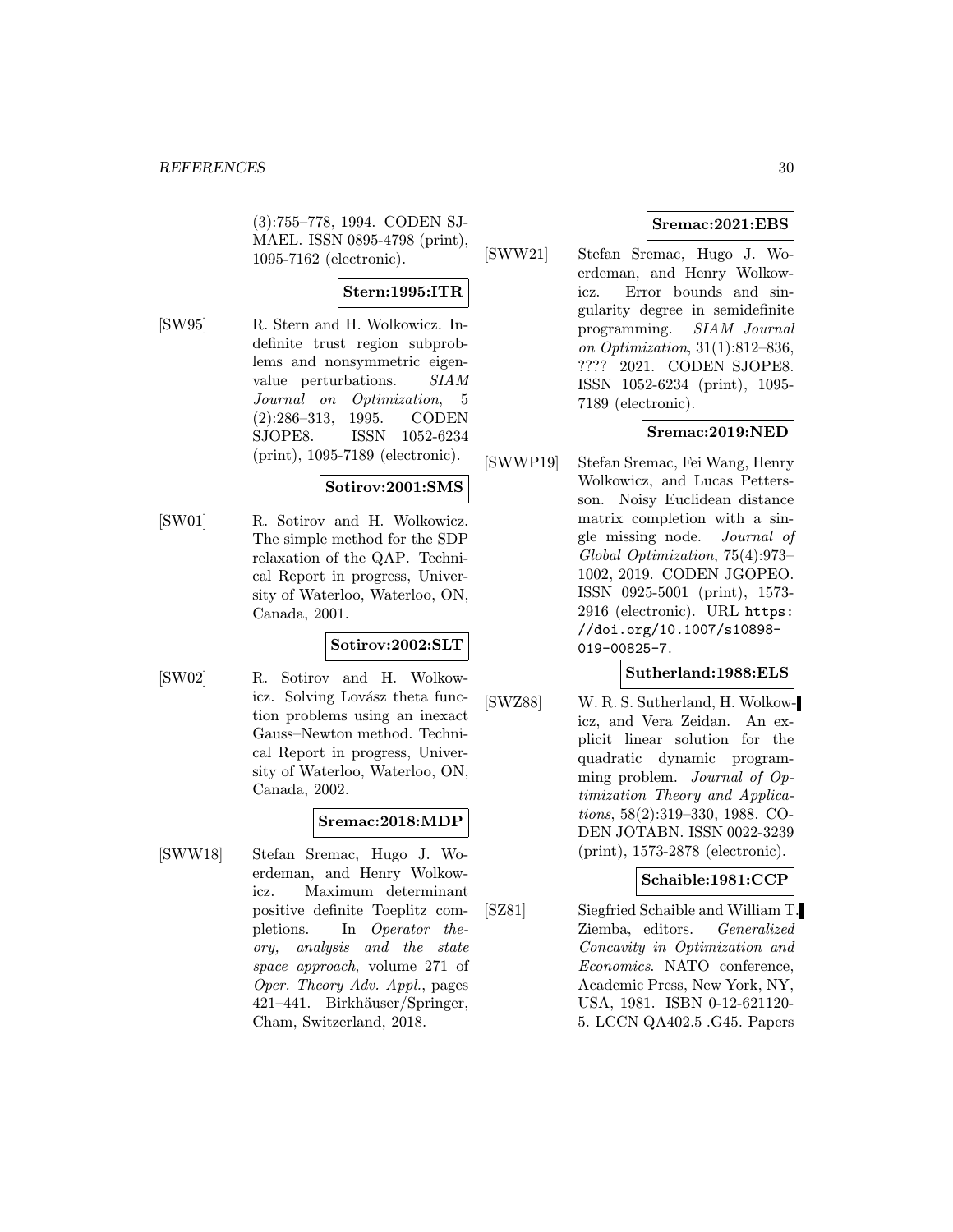(3):755–778, 1994. CODEN SJMAEL. ISSN 0895-4798 (print), 1095-7162 (electronic).

**Stern:1995:ITR**

[SW95] R. Stern and H. Wolkowicz. Indefinite trust region subproblems and nonsymmetric eigenvalue perturbations. *SIAM Journal on Optimization*, 5 (2):286–313, 1995. CODEN SJOPE8. ISSN 1052-6234 (print), 1095-7189 (electronic).

**Sotirov:2001:SMS**

[SW01] R. Sotirov and H. Wolkowicz. The simple method for the SDP relaxation of the QAP. Technical Report in progress, University of Waterloo, Waterloo, ON, Canada, 2001.

**Sotirov:2002:SLT**

[SW02] R. Sotirov and H. Wolkowicz. Solving Lovász theta function problems using an inexact Gauss–Newton method. Technical Report in progress, University of Waterloo, Waterloo, ON, Canada, 2002.

**Sremac:2018:MDP**

[SWW18] Stefan Sremac, Hugo J. Woerdeman, and Henry Wolkowicz. Maximum determinant positive definite Toeplitz completions. In *Operator theory, analysis and the state space approach*, volume 271 of *Oper. Theory Adv. Appl.*, pages 421–441. Birkhäuser/Springer, Cham, Switzerland, 2018.

**Sremac:2021:EBS**

[SWW21] Stefan Sremac, Hugo J. Woerdeman, and Henry Wolkowicz. Error bounds and singularity degree in semidefinite programming. *SIAM Journal on Optimization*, 31(1):812–836, ???? 2021. CODEN SJOPE8. ISSN 1052-6234 (print), 1095-7189 (electronic).

**Sremac:2019:NED**

[SWWP19] Stefan Sremac, Fei Wang, Henry Wolkowicz, and Lucas Pettersson. Noisy Euclidean distance matrix completion with a single missing node. *Journal of Global Optimization*, 75(4):973–1002, 2019. CODEN JGOPEO. ISSN 0925-5001 (print), 1573-2916 (electronic). URL `https://doi.org/10.1007/s10898-019-00825-7`.

**Sutherland:1988:ELS**

[SWZ88] W. R. S. Sutherland, H. Wolkowicz, and Vera Zeidan. An explicit linear solution for the quadratic dynamic programming problem. *Journal of Optimization Theory and Applications*, 58(2):319–330, 1988. CODEN JOTABN. ISSN 0022-3239 (print), 1573-2878 (electronic).

**Schaible:1981:CCP**

[SZ81] Siegfried Schaible and William T. Ziemba, editors. *Generalized Concavity in Optimization and Economics*. NATO conference, Academic Press, New York, NY, USA, 1981. ISBN 0-12-621120-5. LCCN QA402.5 .G45. Papers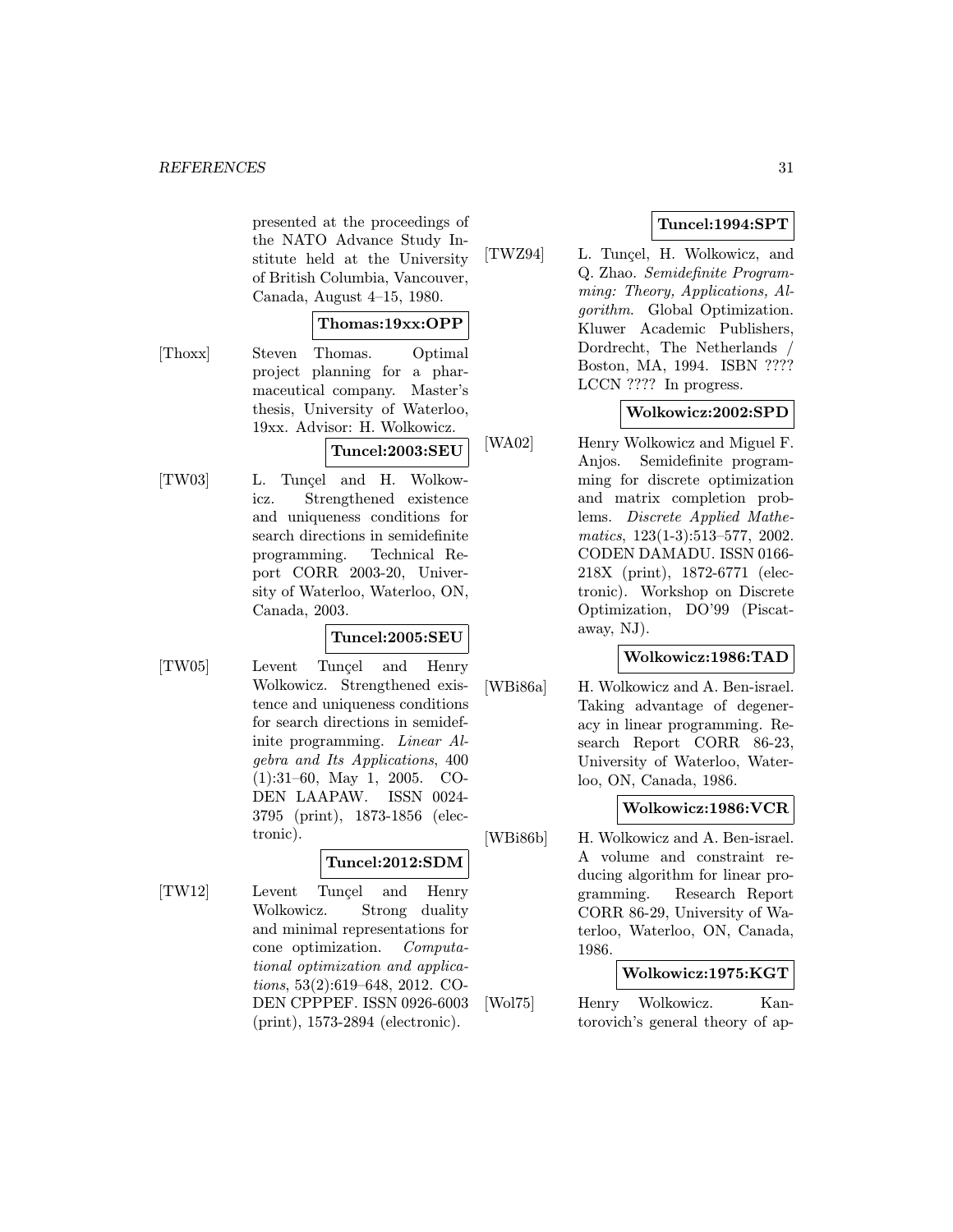presented at the proceedings of the NATO Advance Study Institute held at the University of British Columbia, Vancouver, Canada, August 4–15, 1980.

**Thomas:19xx:OPP**

[Thoxx] Steven Thomas. Optimal project planning for a pharmaceutical company. Master's thesis, University of Waterloo, 19xx. Advisor: H. Wolkowicz.

**Tuncel:2003:SEU**

[TW03] L. Tunçel and H. Wolkowicz. Strengthened existence and uniqueness conditions for search directions in semidefinite programming. Technical Report CORR 2003-20, University of Waterloo, Waterloo, ON, Canada, 2003.

**Tuncel:2005:SEU**

[TW05] Levent Tunçel and Henry Wolkowicz. Strengthened existence and uniqueness conditions for search directions in semidefinite programming. *Linear Algebra and Its Applications*, 400 (1):31–60, May 1, 2005. CODEN LAAPAW. ISSN 0024-3795 (print), 1873-1856 (electronic).

**Tuncel:2012:SDM**

[TW12] Levent Tunçel and Henry Wolkowicz. Strong duality and minimal representations for cone optimization. *Computational optimization and applications*, 53(2):619–648, 2012. CODEN CPPPEF. ISSN 0926-6003 (print), 1573-2894 (electronic).

**Tuncel:1994:SPT**

[TWZ94] L. Tunçel, H. Wolkowicz, and Q. Zhao. *Semidefinite Programming: Theory, Applications, Algorithm*. Global Optimization. Kluwer Academic Publishers, Dordrecht, The Netherlands / Boston, MA, 1994. ISBN ???? LCCN ???? In progress.

**Wolkowicz:2002:SPD**

[WA02] Henry Wolkowicz and Miguel F. Anjos. Semidefinite programming for discrete optimization and matrix completion problems. *Discrete Applied Mathematics*, 123(1-3):513–577, 2002. CODEN DAMADU. ISSN 0166-218X (print), 1872-6771 (electronic). Workshop on Discrete Optimization, DO'99 (Piscataway, NJ).

**Wolkowicz:1986:TAD**

[WBi86a] H. Wolkowicz and A. Ben-israel. Taking advantage of degeneracy in linear programming. Research Report CORR 86-23, University of Waterloo, Waterloo, ON, Canada, 1986.

**Wolkowicz:1986:VCR**

[WBi86b] H. Wolkowicz and A. Ben-israel. A volume and constraint reducing algorithm for linear programming. Research Report CORR 86-29, University of Waterloo, Waterloo, ON, Canada, 1986.

**Wolkowicz:1975:KGT**

[Wol75] Henry Wolkowicz. Kantorovich's general theory of ap-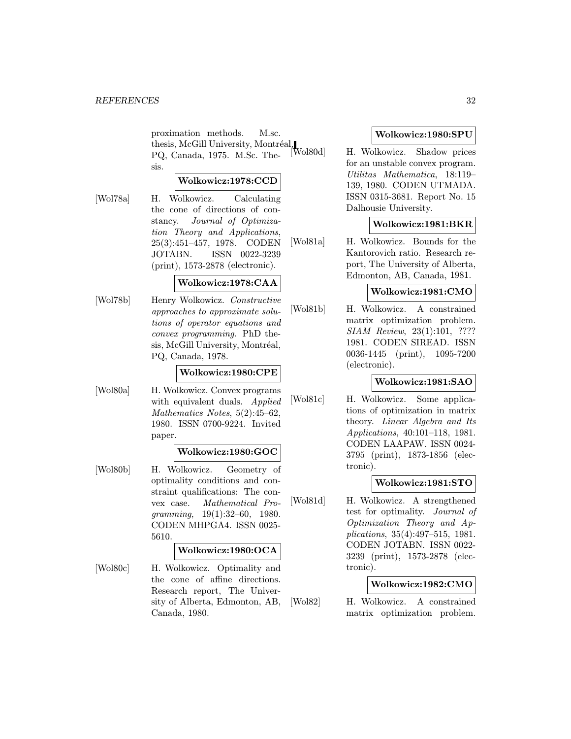proximation methods. M.sc. thesis, McGill University, Montréal, PQ, Canada, 1975. M.Sc. Thesis.

**Wolkowicz:1978:CCD**

[Wol78a] H. Wolkowicz. Calculating the cone of directions of constancy. *Journal of Optimization Theory and Applications*, 25(3):451–457, 1978. CODEN JOTABN. ISSN 0022-3239 (print), 1573-2878 (electronic).

**Wolkowicz:1978:CAA**

[Wol78b] Henry Wolkowicz. *Constructive approaches to approximate solutions of operator equations and convex programming*. PhD thesis, McGill University, Montréal, PQ, Canada, 1978.

**Wolkowicz:1980:CPE**

[Wol80a] H. Wolkowicz. Convex programs with equivalent duals. *Applied Mathematics Notes*, 5(2):45–62, 1980. ISSN 0700-9224. Invited paper.

**Wolkowicz:1980:GOC**

[Wol80b] H. Wolkowicz. Geometry of optimality conditions and constraint qualifications: The convex case. *Mathematical Programming*, 19(1):32–60, 1980. CODEN MHPGA4. ISSN 0025-5610.

**Wolkowicz:1980:OCA**

[Wol80c] H. Wolkowicz. Optimality and the cone of affine directions. Research report, The University of Alberta, Edmonton, AB, Canada, 1980.

**Wolkowicz:1980:SPU**

[Wol80d] H. Wolkowicz. Shadow prices for an unstable convex program. *Utilitas Mathematica*, 18:119–139, 1980. CODEN UTMADA. ISSN 0315-3681. Report No. 15 Dalhousie University.

**Wolkowicz:1981:BKR**

[Wol81a] H. Wolkowicz. Bounds for the Kantorovich ratio. Research report, The University of Alberta, Edmonton, AB, Canada, 1981.

**Wolkowicz:1981:CMO**

[Wol81b] H. Wolkowicz. A constrained matrix optimization problem. *SIAM Review*, 23(1):101, ???? 1981. CODEN SIREAD. ISSN 0036-1445 (print), 1095-7200 (electronic).

**Wolkowicz:1981:SAO**

[Wol81c] H. Wolkowicz. Some applications of optimization in matrix theory. *Linear Algebra and Its Applications*, 40:101–118, 1981. CODEN LAAPAW. ISSN 0024-3795 (print), 1873-1856 (electronic).

**Wolkowicz:1981:STO**

[Wol81d] H. Wolkowicz. A strengthened test for optimality. *Journal of Optimization Theory and Applications*, 35(4):497–515, 1981. CODEN JOTABN. ISSN 0022-3239 (print), 1573-2878 (electronic).

**Wolkowicz:1982:CMO**

[Wol82] H. Wolkowicz. A constrained matrix optimization problem.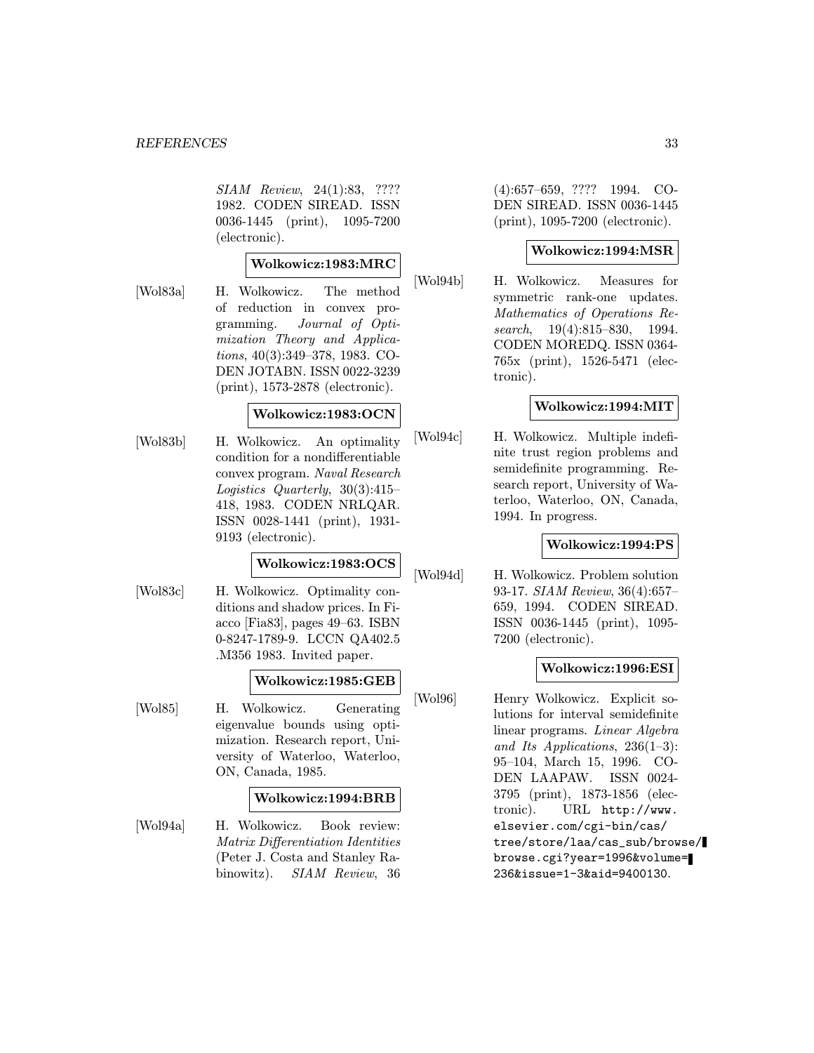*SIAM Review*, 24(1):83, ???? 1982. CODEN SIREAD. ISSN 0036-1445 (print), 1095-7200 (electronic).

**Wolkowicz:1983:MRC**

[Wol83a] H. Wolkowicz. The method of reduction in convex programming. *Journal of Optimization Theory and Applications*, 40(3):349–378, 1983. CODEN JOTABN. ISSN 0022-3239 (print), 1573-2878 (electronic).

**Wolkowicz:1983:OCN**

[Wol83b] H. Wolkowicz. An optimality condition for a nondifferentiable convex program. *Naval Research Logistics Quarterly*, 30(3):415–418, 1983. CODEN NRLQAR. ISSN 0028-1441 (print), 1931-9193 (electronic).

**Wolkowicz:1983:OCS**

[Wol83c] H. Wolkowicz. Optimality conditions and shadow prices. In Fiacco [Fia83], pages 49–63. ISBN 0-8247-1789-9. LCCN QA402.5 .M356 1983. Invited paper.

**Wolkowicz:1985:GEB**

[Wol85] H. Wolkowicz. Generating eigenvalue bounds using optimization. Research report, University of Waterloo, Waterloo, ON, Canada, 1985.

**Wolkowicz:1994:BRB**

[Wol94a] H. Wolkowicz. Book review: *Matrix Differentiation Identities* (Peter J. Costa and Stanley Rabinowitz). *SIAM Review*, 36 (4):657–659, ???? 1994. CODEN SIREAD. ISSN 0036-1445 (print), 1095-7200 (electronic).

**Wolkowicz:1994:MSR**

[Wol94b] H. Wolkowicz. Measures for symmetric rank-one updates. *Mathematics of Operations Research*, 19(4):815–830, 1994. CODEN MOREDQ. ISSN 0364-765x (print), 1526-5471 (electronic).

**Wolkowicz:1994:MIT**

[Wol94c] H. Wolkowicz. Multiple indefinite trust region problems and semidefinite programming. Research report, University of Waterloo, Waterloo, ON, Canada, 1994. In progress.

**Wolkowicz:1994:PS**

[Wol94d] H. Wolkowicz. Problem solution 93-17. *SIAM Review*, 36(4):657–659, 1994. CODEN SIREAD. ISSN 0036-1445 (print), 1095-7200 (electronic).

**Wolkowicz:1996:ESI**

[Wol96] Henry Wolkowicz. Explicit solutions for interval semidefinite linear programs. *Linear Algebra and Its Applications*, 236(1–3): 95–104, March 15, 1996. CODEN LAAPAW. ISSN 0024-3795 (print), 1873-1856 (electronic). URL http://www.elsevier.com/cgi-bin/cas/tree/store/laa/cas_sub/browse/browse.cgi?year=1996&volume=236&issue=1-3&aid=9400130.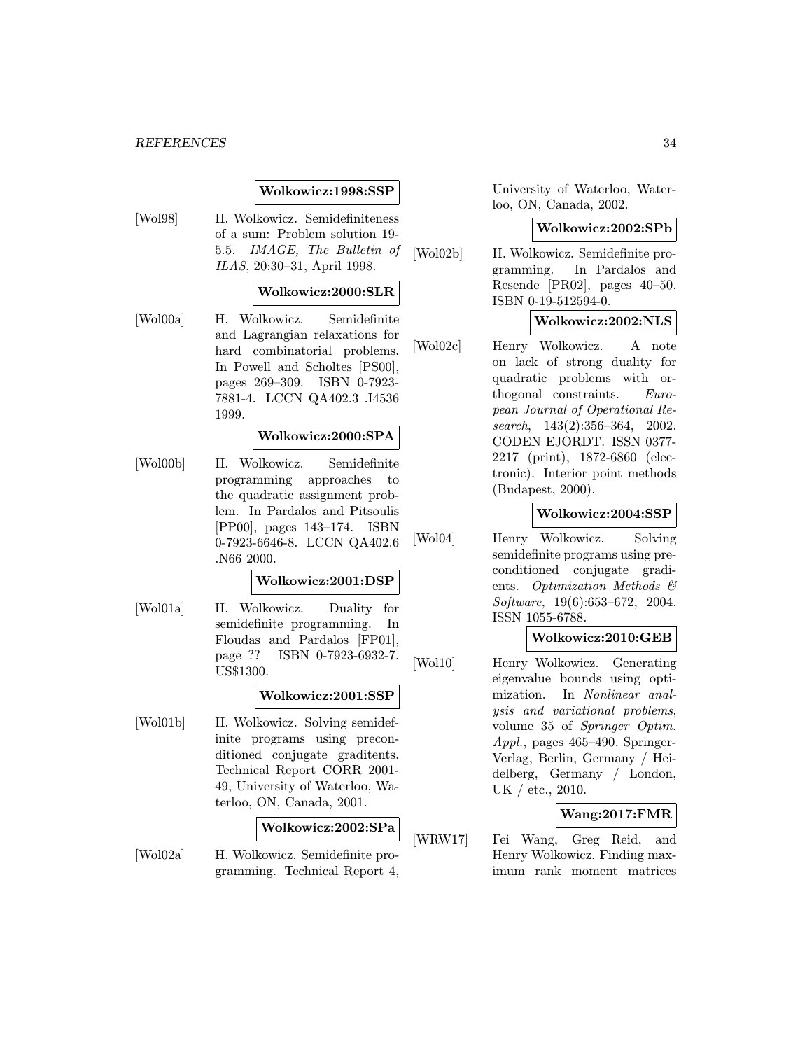**Wolkowicz:1998:SSP**

[Wol98] H. Wolkowicz. Semidefiniteness of a sum: Problem solution 19-5.5. *IMAGE, The Bulletin of ILAS*, 20:30–31, April 1998.

**Wolkowicz:2000:SLR**

[Wol00a] H. Wolkowicz. Semidefinite and Lagrangian relaxations for hard combinatorial problems. In Powell and Scholtes [PS00], pages 269–309. ISBN 0-7923-7881-4. LCCN QA402.3 .I4536 1999.

**Wolkowicz:2000:SPA**

[Wol00b] H. Wolkowicz. Semidefinite programming approaches to the quadratic assignment problem. In Pardalos and Pitsoulis [PP00], pages 143–174. ISBN 0-7923-6646-8. LCCN QA402.6 .N66 2000.

**Wolkowicz:2001:DSP**

[Wol01a] H. Wolkowicz. Duality for semidefinite programming. In Floudas and Pardalos [FP01], page ?? ISBN 0-7923-6932-7. US$1300.

**Wolkowicz:2001:SSP**

[Wol01b] H. Wolkowicz. Solving semidefinite programs using preconditioned conjugate graditents. Technical Report CORR 2001-49, University of Waterloo, Waterloo, ON, Canada, 2001.

**Wolkowicz:2002:SPa**

[Wol02a] H. Wolkowicz. Semidefinite programming. Technical Report 4, University of Waterloo, Waterloo, ON, Canada, 2002.

**Wolkowicz:2002:SPb**

[Wol02b] H. Wolkowicz. Semidefinite programming. In Pardalos and Resende [PR02], pages 40–50. ISBN 0-19-512594-0.

**Wolkowicz:2002:NLS**

[Wol02c] Henry Wolkowicz. A note on lack of strong duality for quadratic problems with orthogonal constraints. *European Journal of Operational Research*, 143(2):356–364, 2002. CODEN EJORDT. ISSN 0377-2217 (print), 1872-6860 (electronic). Interior point methods (Budapest, 2000).

**Wolkowicz:2004:SSP**

[Wol04] Henry Wolkowicz. Solving semidefinite programs using preconditioned conjugate gradients. *Optimization Methods & Software*, 19(6):653–672, 2004. ISSN 1055-6788.

**Wolkowicz:2010:GEB**

[Wol10] Henry Wolkowicz. Generating eigenvalue bounds using optimization. In *Nonlinear analysis and variational problems*, volume 35 of *Springer Optim. Appl.*, pages 465–490. Springer-Verlag, Berlin, Germany / Heidelberg, Germany / London, UK / etc., 2010.

**Wang:2017:FMR**

[WRW17] Fei Wang, Greg Reid, and Henry Wolkowicz. Finding maximum rank moment matrices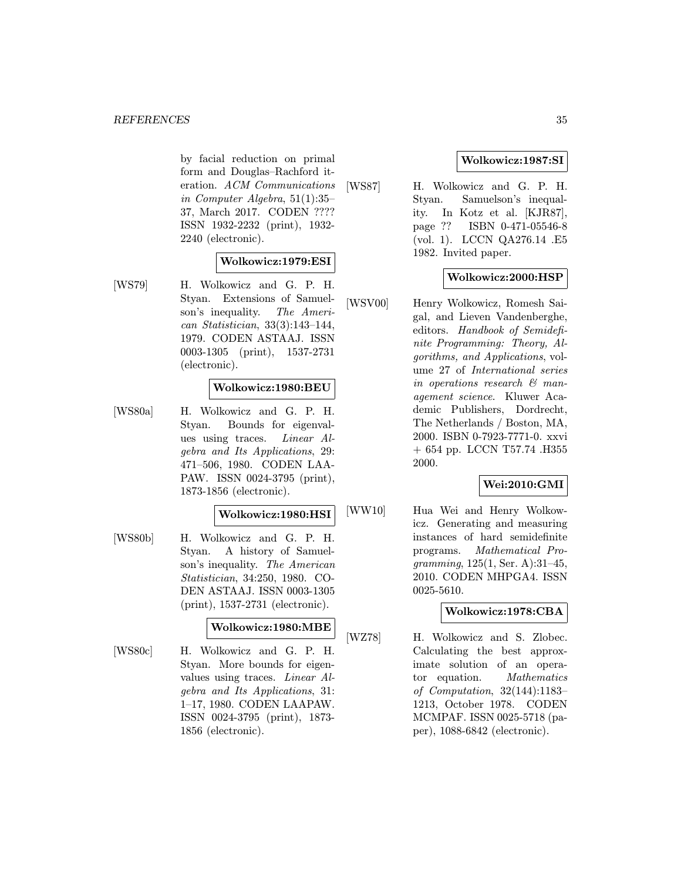by facial reduction on primal form and Douglas–Rachford iteration. *ACM Communications in Computer Algebra*, 51(1):35–37, March 2017. CODEN ???? ISSN 1932-2232 (print), 1932-2240 (electronic).

**Wolkowicz:1979:ESI**

[WS79] H. Wolkowicz and G. P. H. Styan. Extensions of Samuelson's inequality. *The American Statistician*, 33(3):143–144, 1979. CODEN ASTAAJ. ISSN 0003-1305 (print), 1537-2731 (electronic).

**Wolkowicz:1980:BEU**

[WS80a] H. Wolkowicz and G. P. H. Styan. Bounds for eigenvalues using traces. *Linear Algebra and Its Applications*, 29: 471–506, 1980. CODEN LAAPAW. ISSN 0024-3795 (print), 1873-1856 (electronic).

**Wolkowicz:1980:HSI**

[WS80b] H. Wolkowicz and G. P. H. Styan. A history of Samuelson's inequality. *The American Statistician*, 34:250, 1980. CODEN ASTAAJ. ISSN 0003-1305 (print), 1537-2731 (electronic).

**Wolkowicz:1980:MBE**

[WS80c] H. Wolkowicz and G. P. H. Styan. More bounds for eigenvalues using traces. *Linear Algebra and Its Applications*, 31: 1–17, 1980. CODEN LAAPAW. ISSN 0024-3795 (print), 1873-1856 (electronic).

**Wolkowicz:1987:SI**

[WS87] H. Wolkowicz and G. P. H. Styan. Samuelson's inequality. In Kotz et al. [KJR87], page ?? ISBN 0-471-05546-8 (vol. 1). LCCN QA276.14 .E5 1982. Invited paper.

**Wolkowicz:2000:HSP**

[WSV00] Henry Wolkowicz, Romesh Saigal, and Lieven Vandenberghe, editors. *Handbook of Semidefinite Programming: Theory, Algorithms, and Applications*, volume 27 of *International series in operations research & management science*. Kluwer Academic Publishers, Dordrecht, The Netherlands / Boston, MA, 2000. ISBN 0-7923-7771-0. xxvi + 654 pp. LCCN T57.74 .H355 2000.

**Wei:2010:GMI**

[WW10] Hua Wei and Henry Wolkowicz. Generating and measuring instances of hard semidefinite programs. *Mathematical Programming*, 125(1, Ser. A):31–45, 2010. CODEN MHPGA4. ISSN 0025-5610.

**Wolkowicz:1978:CBA**

[WZ78] H. Wolkowicz and S. Zlobec. Calculating the best approximate solution of an operator equation. *Mathematics of Computation*, 32(144):1183–1213, October 1978. CODEN MCMPAF. ISSN 0025-5718 (paper), 1088-6842 (electronic).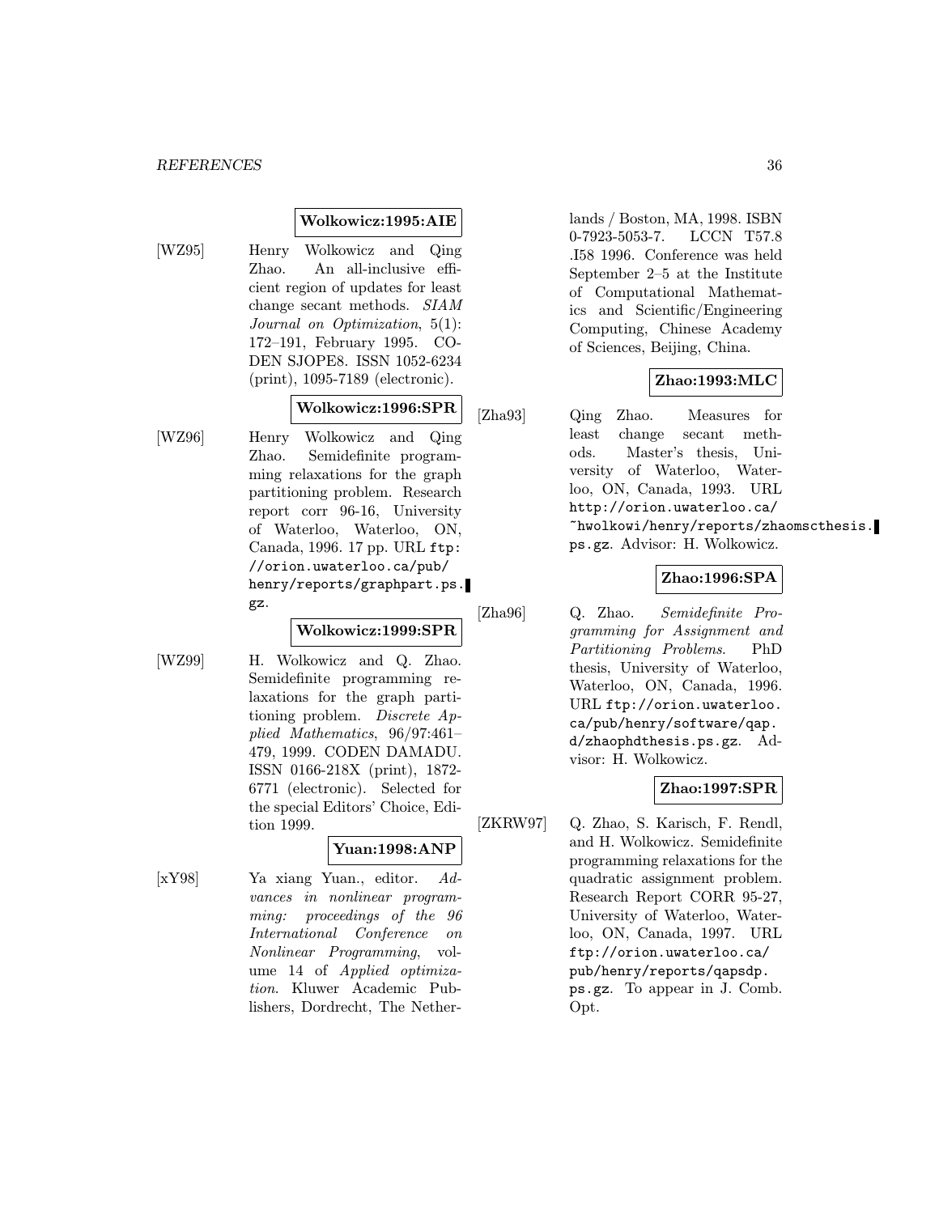**Wolkowicz:1995:AIE**

[WZ95] Henry Wolkowicz and Qing Zhao. An all-inclusive efficient region of updates for least change secant methods. *SIAM Journal on Optimization*, 5(1): 172–191, February 1995. CODEN SJOPE8. ISSN 1052-6234 (print), 1095-7189 (electronic).

**Wolkowicz:1996:SPR**

[WZ96] Henry Wolkowicz and Qing Zhao. Semidefinite programming relaxations for the graph partitioning problem. Research report corr 96-16, University of Waterloo, Waterloo, ON, Canada, 1996. 17 pp. URL `ftp://orion.uwaterloo.ca/pub/henry/reports/graphpart.ps.gz`.

**Wolkowicz:1999:SPR**

[WZ99] H. Wolkowicz and Q. Zhao. Semidefinite programming relaxations for the graph partitioning problem. *Discrete Applied Mathematics*, 96/97:461–479, 1999. CODEN DAMADU. ISSN 0166-218X (print), 1872-6771 (electronic). Selected for the special Editors' Choice, Edition 1999.

**Yuan:1998:ANP**

[xY98] Ya xiang Yuan., editor. *Advances in nonlinear programming: proceedings of the 96 International Conference on Nonlinear Programming*, volume 14 of *Applied optimization*. Kluwer Academic Publishers, Dordrecht, The Netherlands / Boston, MA, 1998. ISBN 0-7923-5053-7. LCCN T57.8 .I58 1996. Conference was held September 2–5 at the Institute of Computational Mathematics and Scientific/Engineering Computing, Chinese Academy of Sciences, Beijing, China.

**Zhao:1993:MLC**

[Zha93] Qing Zhao. Measures for least change secant methods. Master's thesis, University of Waterloo, Waterloo, ON, Canada, 1993. URL `http://orion.uwaterloo.ca/~hwolkowi/henry/reports/zhaomscthesis.ps.gz`. Advisor: H. Wolkowicz.

**Zhao:1996:SPA**

[Zha96] Q. Zhao. *Semidefinite Programming for Assignment and Partitioning Problems*. PhD thesis, University of Waterloo, Waterloo, ON, Canada, 1996. URL `ftp://orion.uwaterloo.ca/pub/henry/software/qap.d/zhaophdthesis.ps.gz`. Advisor: H. Wolkowicz.

**Zhao:1997:SPR**

[ZKRW97] Q. Zhao, S. Karisch, F. Rendl, and H. Wolkowicz. Semidefinite programming relaxations for the quadratic assignment problem. Research Report CORR 95-27, University of Waterloo, Waterloo, ON, Canada, 1997. URL `ftp://orion.uwaterloo.ca/pub/henry/reports/qapsdp.ps.gz`. To appear in J. Comb. Opt.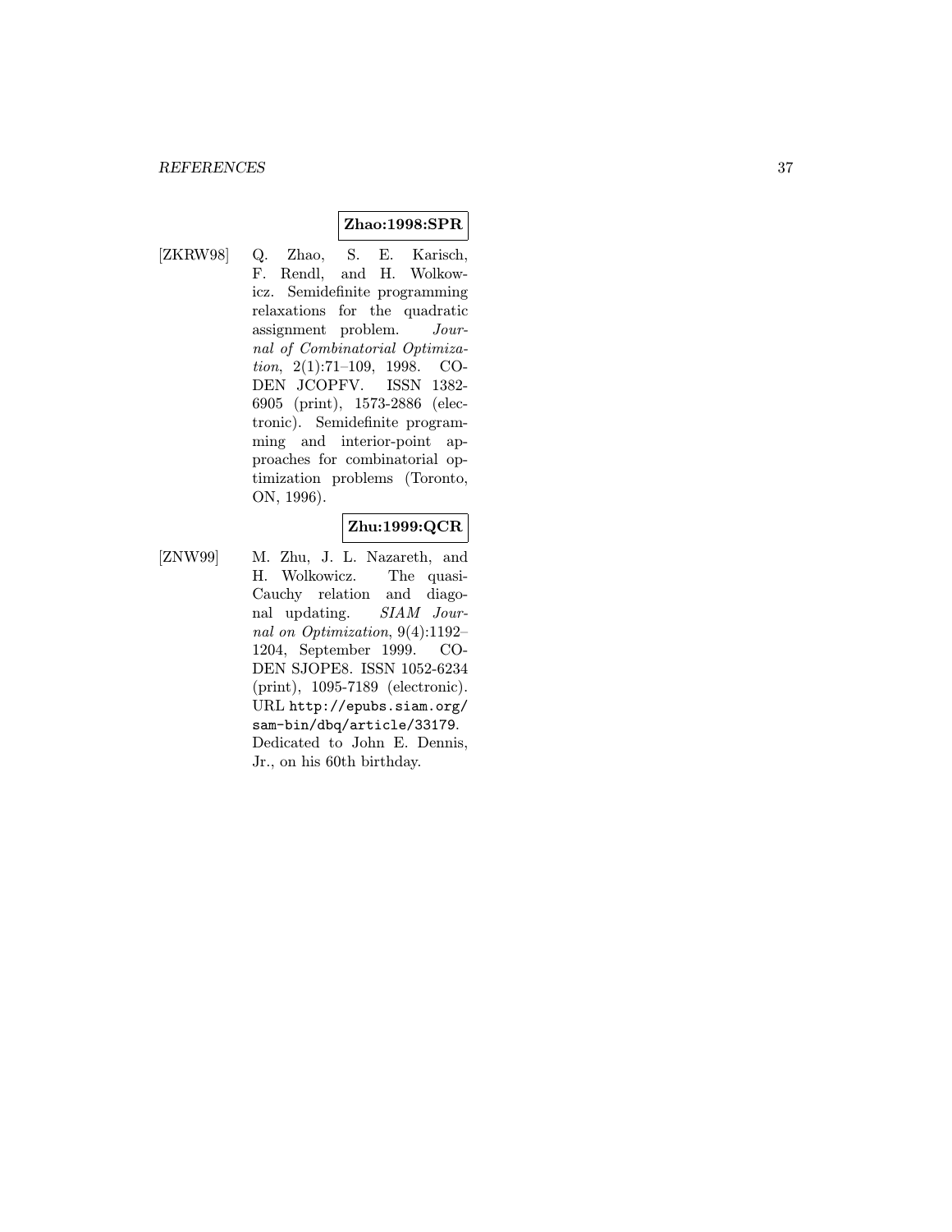**Zhao:1998:SPR**

[ZKRW98] Q. Zhao, S. E. Karisch, F. Rendl, and H. Wolkowicz. Semidefinite programming relaxations for the quadratic assignment problem. *Journal of Combinatorial Optimization*, 2(1):71–109, 1998. CODEN JCOPFV. ISSN 1382-6905 (print), 1573-2886 (electronic). Semidefinite programming and interior-point approaches for combinatorial optimization problems (Toronto, ON, 1996).

**Zhu:1999:QCR**

[ZNW99] M. Zhu, J. L. Nazareth, and H. Wolkowicz. The quasi-Cauchy relation and diagonal updating. *SIAM Journal on Optimization*, 9(4):1192–1204, September 1999. CODEN SJOPE8. ISSN 1052-6234 (print), 1095-7189 (electronic). URL `http://epubs.siam.org/sam-bin/dbq/article/33179`. Dedicated to John E. Dennis, Jr., on his 60th birthday.